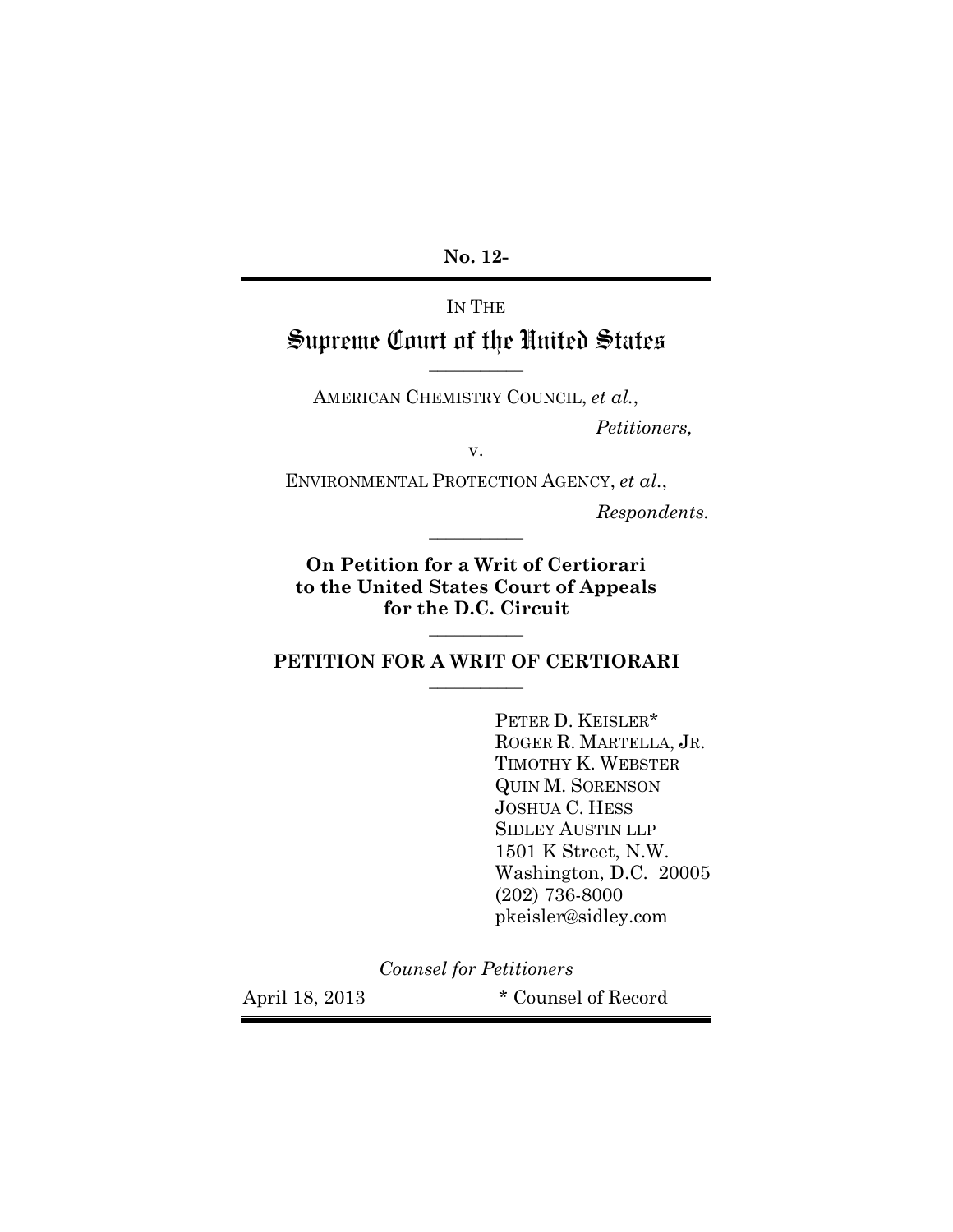**No. 12-**

---

IN THE

# Supreme Court of the United States

---

AMERICAN CHEMISTRY COUNCIL, *et al.*,

*Petitioners,*

v.

ENVIRONMENTAL PROTECTION AGENCY, *et al.*,

*Respondents.*

---

**On Petition for a Writ of Certiorari to the United States Court of Appeals for the D.C. Circuit**

---

## PETITION FOR A WRIT OF CERTIORARI

---

PETER D. KEISLER*
ROGER R. MARTELLA, JR.
TIMOTHY K. WEBSTER
QUIN M. SORENSON
JOSHUA C. HESS
SIDLEY AUSTIN LLP
1501 K Street, N.W.
Washington, D.C. 20005
(202) 736-8000
pkeisler@sidley.com

*Counsel for Petitioners*

April 18, 2013

\* Counsel of Record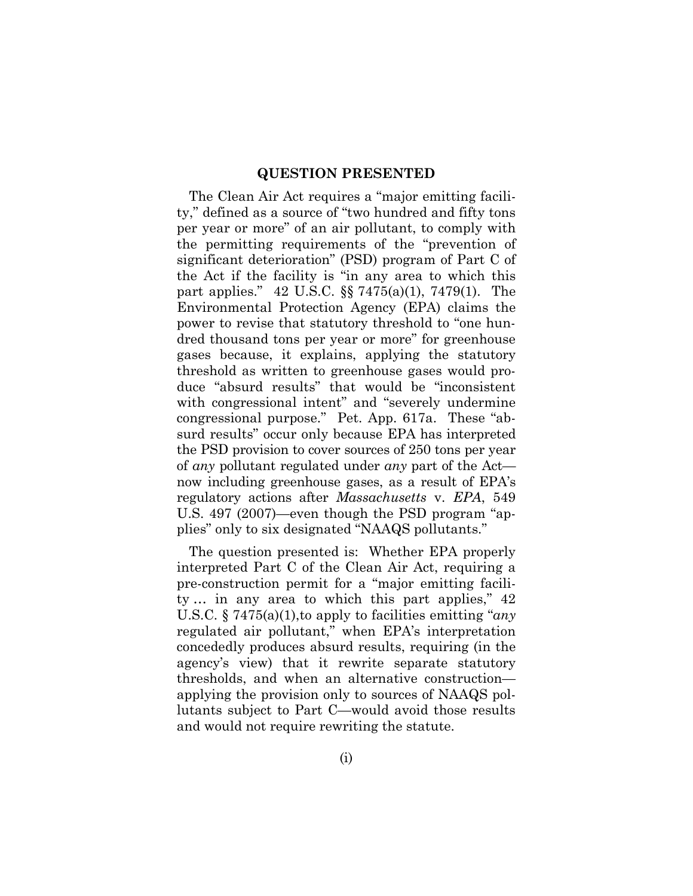## QUESTION PRESENTED

The Clean Air Act requires a "major emitting facility," defined as a source of "two hundred and fifty tons per year or more" of an air pollutant, to comply with the permitting requirements of the "prevention of significant deterioration" (PSD) program of Part C of the Act if the facility is "in any area to which this part applies." 42 U.S.C. §§ 7475(a)(1), 7479(1). The Environmental Protection Agency (EPA) claims the power to revise that statutory threshold to "one hundred thousand tons per year or more" for greenhouse gases because, it explains, applying the statutory threshold as written to greenhouse gases would produce "absurd results" that would be "inconsistent with congressional intent" and "severely undermine congressional purpose." Pet. App. 617a. These "absurd results" occur only because EPA has interpreted the PSD provision to cover sources of 250 tons per year of *any* pollutant regulated under *any* part of the Act—now including greenhouse gases, as a result of EPA's regulatory actions after *Massachusetts* v. *EPA*, 549 U.S. 497 (2007)—even though the PSD program "applies" only to six designated "NAAQS pollutants."

The question presented is: Whether EPA properly interpreted Part C of the Clean Air Act, requiring a pre-construction permit for a "major emitting facility … in any area to which this part applies," 42 U.S.C. § 7475(a)(1),to apply to facilities emitting "*any* regulated air pollutant," when EPA's interpretation concededly produces absurd results, requiring (in the agency's view) that it rewrite separate statutory thresholds, and when an alternative construction—applying the provision only to sources of NAAQS pollutants subject to Part C—would avoid those results and would not require rewriting the statute.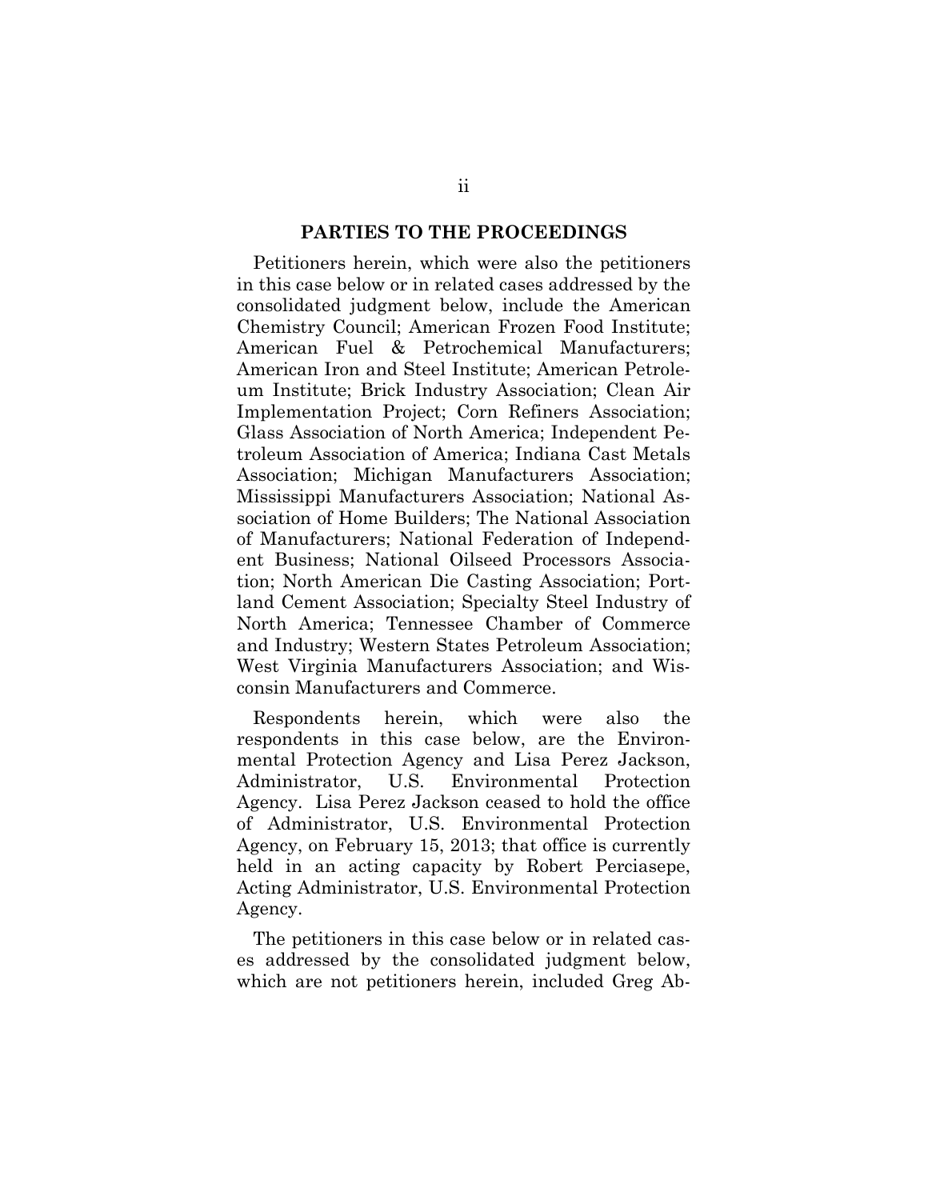## PARTIES TO THE PROCEEDINGS

Petitioners herein, which were also the petitioners in this case below or in related cases addressed by the consolidated judgment below, include the American Chemistry Council; American Frozen Food Institute; American Fuel & Petrochemical Manufacturers; American Iron and Steel Institute; American Petroleum Institute; Brick Industry Association; Clean Air Implementation Project; Corn Refiners Association; Glass Association of North America; Independent Petroleum Association of America; Indiana Cast Metals Association; Michigan Manufacturers Association; Mississippi Manufacturers Association; National Association of Home Builders; The National Association of Manufacturers; National Federation of Independent Business; National Oilseed Processors Association; North American Die Casting Association; Portland Cement Association; Specialty Steel Industry of North America; Tennessee Chamber of Commerce and Industry; Western States Petroleum Association; West Virginia Manufacturers Association; and Wisconsin Manufacturers and Commerce.

Respondents herein, which were also the respondents in this case below, are the Environmental Protection Agency and Lisa Perez Jackson, Administrator, U.S. Environmental Protection Agency. Lisa Perez Jackson ceased to hold the office of Administrator, U.S. Environmental Protection Agency, on February 15, 2013; that office is currently held in an acting capacity by Robert Perciasepe, Acting Administrator, U.S. Environmental Protection Agency.

The petitioners in this case below or in related cases addressed by the consolidated judgment below, which are not petitioners herein, included Greg Ab-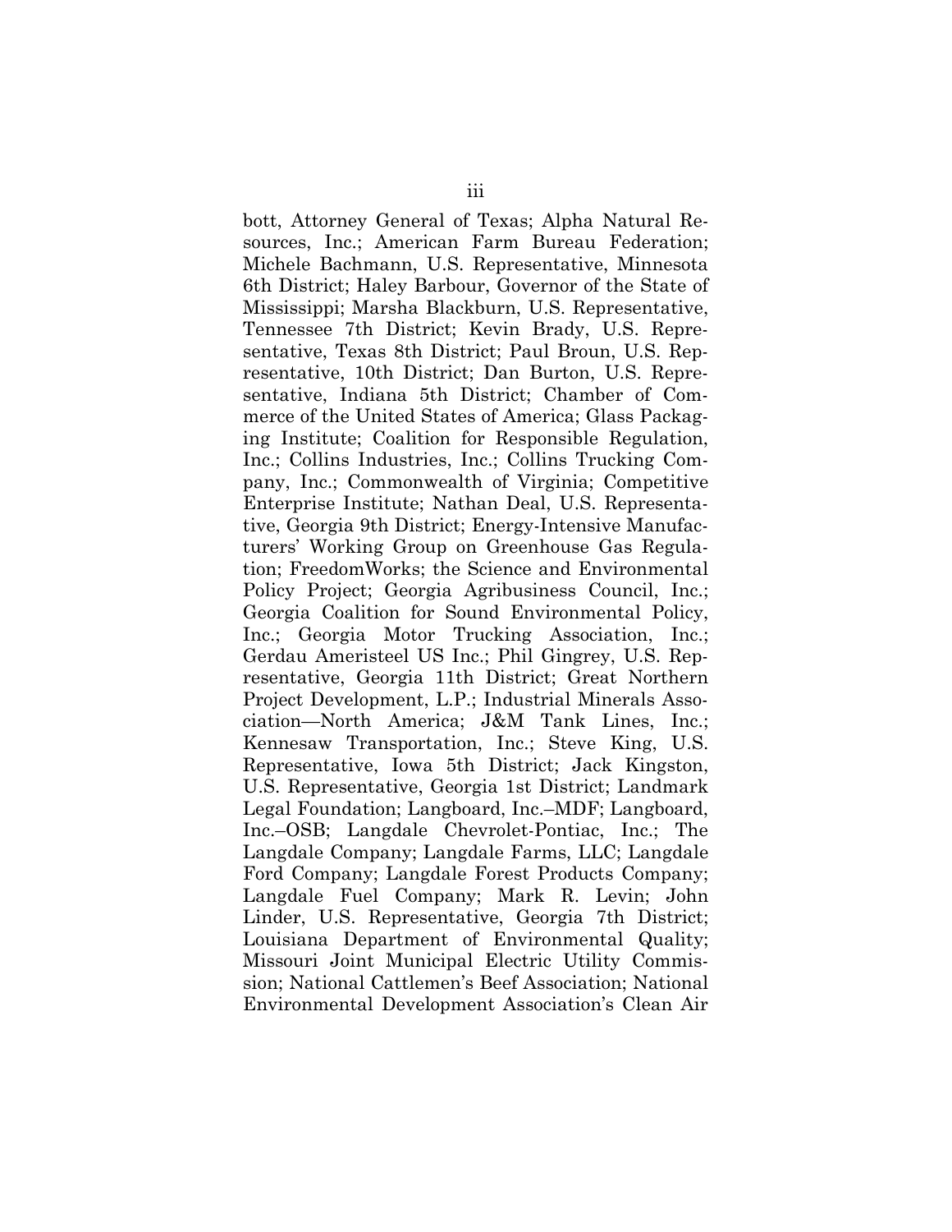bott, Attorney General of Texas; Alpha Natural Resources, Inc.; American Farm Bureau Federation; Michele Bachmann, U.S. Representative, Minnesota 6th District; Haley Barbour, Governor of the State of Mississippi; Marsha Blackburn, U.S. Representative, Tennessee 7th District; Kevin Brady, U.S. Representative, Texas 8th District; Paul Broun, U.S. Representative, 10th District; Dan Burton, U.S. Representative, Indiana 5th District; Chamber of Commerce of the United States of America; Glass Packaging Institute; Coalition for Responsible Regulation, Inc.; Collins Industries, Inc.; Collins Trucking Company, Inc.; Commonwealth of Virginia; Competitive Enterprise Institute; Nathan Deal, U.S. Representative, Georgia 9th District; Energy-Intensive Manufacturers' Working Group on Greenhouse Gas Regulation; FreedomWorks; the Science and Environmental Policy Project; Georgia Agribusiness Council, Inc.; Georgia Coalition for Sound Environmental Policy, Inc.; Georgia Motor Trucking Association, Inc.; Gerdau Ameristeel US Inc.; Phil Gingrey, U.S. Representative, Georgia 11th District; Great Northern Project Development, L.P.; Industrial Minerals Association—North America; J&M Tank Lines, Inc.; Kennesaw Transportation, Inc.; Steve King, U.S. Representative, Iowa 5th District; Jack Kingston, U.S. Representative, Georgia 1st District; Landmark Legal Foundation; Langboard, Inc.–MDF; Langboard, Inc.–OSB; Langdale Chevrolet-Pontiac, Inc.; The Langdale Company; Langdale Farms, LLC; Langdale Ford Company; Langdale Forest Products Company; Langdale Fuel Company; Mark R. Levin; John Linder, U.S. Representative, Georgia 7th District; Louisiana Department of Environmental Quality; Missouri Joint Municipal Electric Utility Commission; National Cattlemen's Beef Association; National Environmental Development Association's Clean Air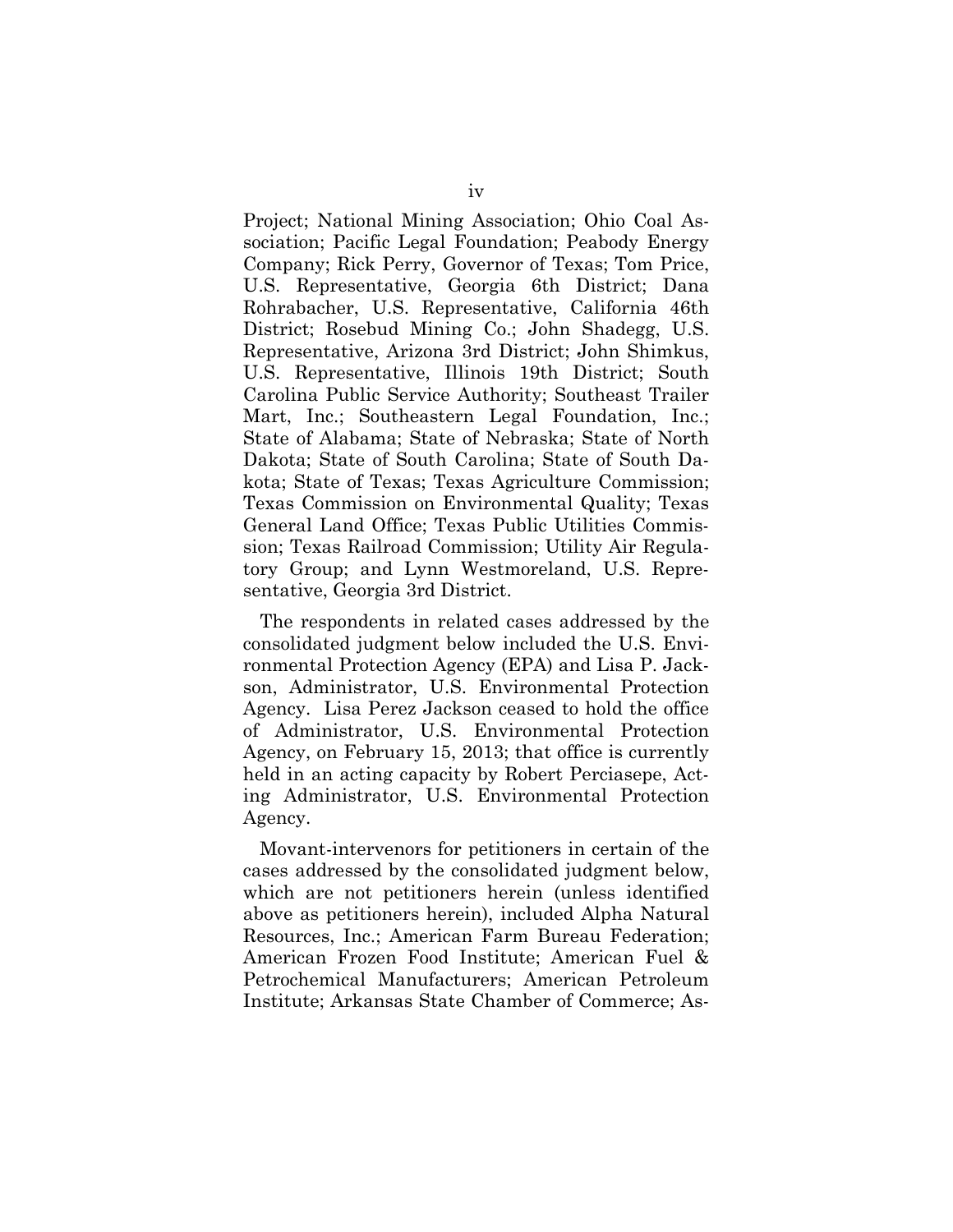Project; National Mining Association; Ohio Coal Association; Pacific Legal Foundation; Peabody Energy Company; Rick Perry, Governor of Texas; Tom Price, U.S. Representative, Georgia 6th District; Dana Rohrabacher, U.S. Representative, California 46th District; Rosebud Mining Co.; John Shadegg, U.S. Representative, Arizona 3rd District; John Shimkus, U.S. Representative, Illinois 19th District; South Carolina Public Service Authority; Southeast Trailer Mart, Inc.; Southeastern Legal Foundation, Inc.; State of Alabama; State of Nebraska; State of North Dakota; State of South Carolina; State of South Dakota; State of Texas; Texas Agriculture Commission; Texas Commission on Environmental Quality; Texas General Land Office; Texas Public Utilities Commission; Texas Railroad Commission; Utility Air Regulatory Group; and Lynn Westmoreland, U.S. Representative, Georgia 3rd District.

The respondents in related cases addressed by the consolidated judgment below included the U.S. Environmental Protection Agency (EPA) and Lisa P. Jackson, Administrator, U.S. Environmental Protection Agency. Lisa Perez Jackson ceased to hold the office of Administrator, U.S. Environmental Protection Agency, on February 15, 2013; that office is currently held in an acting capacity by Robert Perciasepe, Acting Administrator, U.S. Environmental Protection Agency.

Movant-intervenors for petitioners in certain of the cases addressed by the consolidated judgment below, which are not petitioners herein (unless identified above as petitioners herein), included Alpha Natural Resources, Inc.; American Farm Bureau Federation; American Frozen Food Institute; American Fuel & Petrochemical Manufacturers; American Petroleum Institute; Arkansas State Chamber of Commerce; As-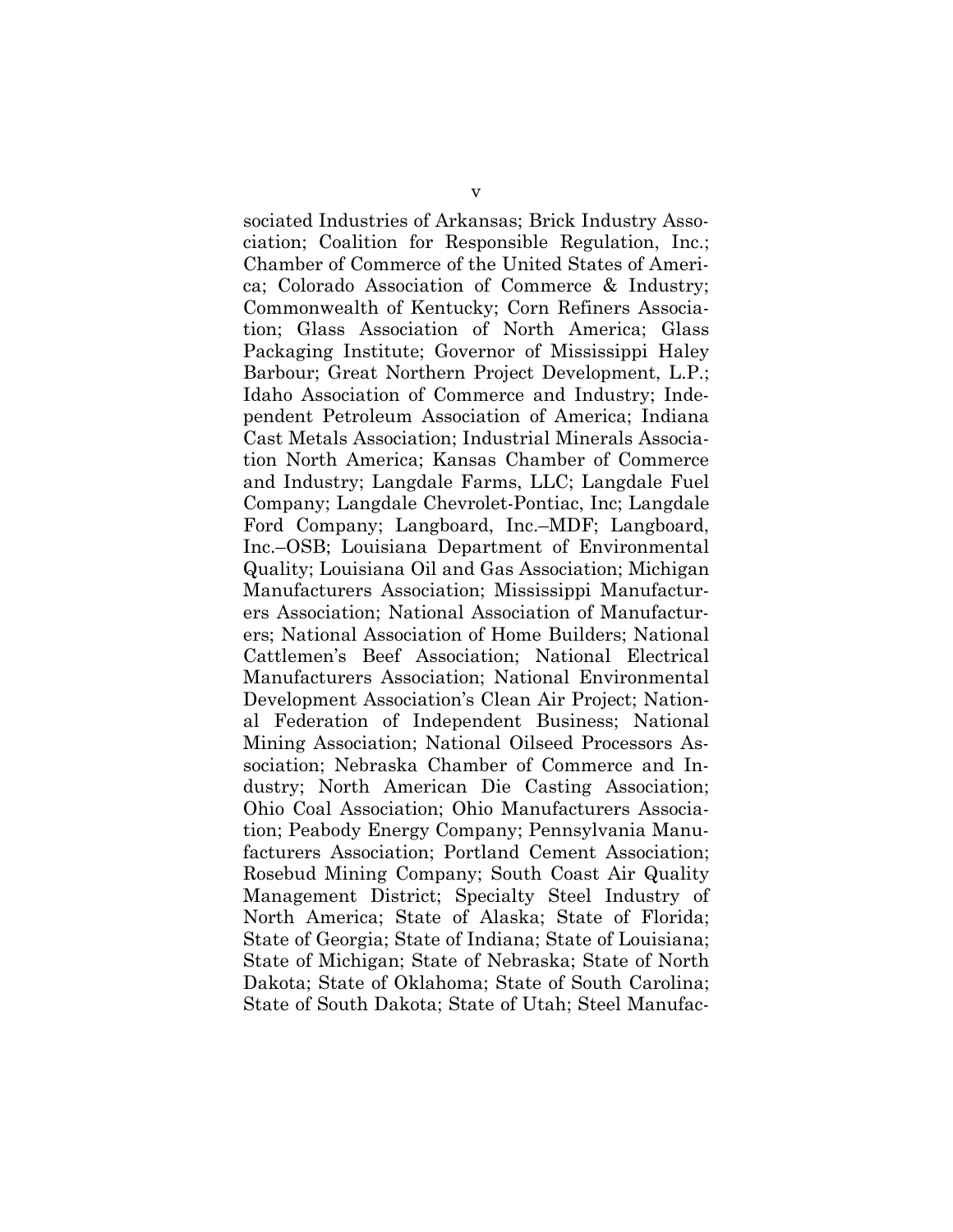sociated Industries of Arkansas; Brick Industry Association; Coalition for Responsible Regulation, Inc.; Chamber of Commerce of the United States of America; Colorado Association of Commerce & Industry; Commonwealth of Kentucky; Corn Refiners Association; Glass Association of North America; Glass Packaging Institute; Governor of Mississippi Haley Barbour; Great Northern Project Development, L.P.; Idaho Association of Commerce and Industry; Independent Petroleum Association of America; Indiana Cast Metals Association; Industrial Minerals Association North America; Kansas Chamber of Commerce and Industry; Langdale Farms, LLC; Langdale Fuel Company; Langdale Chevrolet-Pontiac, Inc; Langdale Ford Company; Langboard, Inc.–MDF; Langboard, Inc.–OSB; Louisiana Department of Environmental Quality; Louisiana Oil and Gas Association; Michigan Manufacturers Association; Mississippi Manufacturers Association; National Association of Manufacturers; National Association of Home Builders; National Cattlemen's Beef Association; National Electrical Manufacturers Association; National Environmental Development Association's Clean Air Project; National Federation of Independent Business; National Mining Association; National Oilseed Processors Association; Nebraska Chamber of Commerce and Industry; North American Die Casting Association; Ohio Coal Association; Ohio Manufacturers Association; Peabody Energy Company; Pennsylvania Manufacturers Association; Portland Cement Association; Rosebud Mining Company; South Coast Air Quality Management District; Specialty Steel Industry of North America; State of Alaska; State of Florida; State of Georgia; State of Indiana; State of Louisiana; State of Michigan; State of Nebraska; State of North Dakota; State of Oklahoma; State of South Carolina; State of South Dakota; State of Utah; Steel Manufac-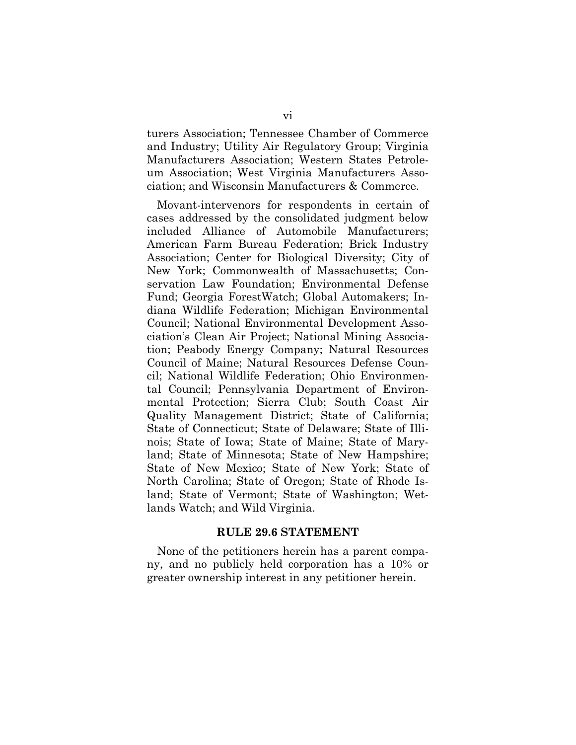turers Association; Tennessee Chamber of Commerce and Industry; Utility Air Regulatory Group; Virginia Manufacturers Association; Western States Petroleum Association; West Virginia Manufacturers Association; and Wisconsin Manufacturers & Commerce.

Movant-intervenors for respondents in certain of cases addressed by the consolidated judgment below included Alliance of Automobile Manufacturers; American Farm Bureau Federation; Brick Industry Association; Center for Biological Diversity; City of New York; Commonwealth of Massachusetts; Conservation Law Foundation; Environmental Defense Fund; Georgia ForestWatch; Global Automakers; Indiana Wildlife Federation; Michigan Environmental Council; National Environmental Development Association's Clean Air Project; National Mining Association; Peabody Energy Company; Natural Resources Council of Maine; Natural Resources Defense Council; National Wildlife Federation; Ohio Environmental Council; Pennsylvania Department of Environmental Protection; Sierra Club; South Coast Air Quality Management District; State of California; State of Connecticut; State of Delaware; State of Illinois; State of Iowa; State of Maine; State of Maryland; State of Minnesota; State of New Hampshire; State of New Mexico; State of New York; State of North Carolina; State of Oregon; State of Rhode Island; State of Vermont; State of Washington; Wetlands Watch; and Wild Virginia.

## RULE 29.6 STATEMENT

None of the petitioners herein has a parent company, and no publicly held corporation has a 10% or greater ownership interest in any petitioner herein.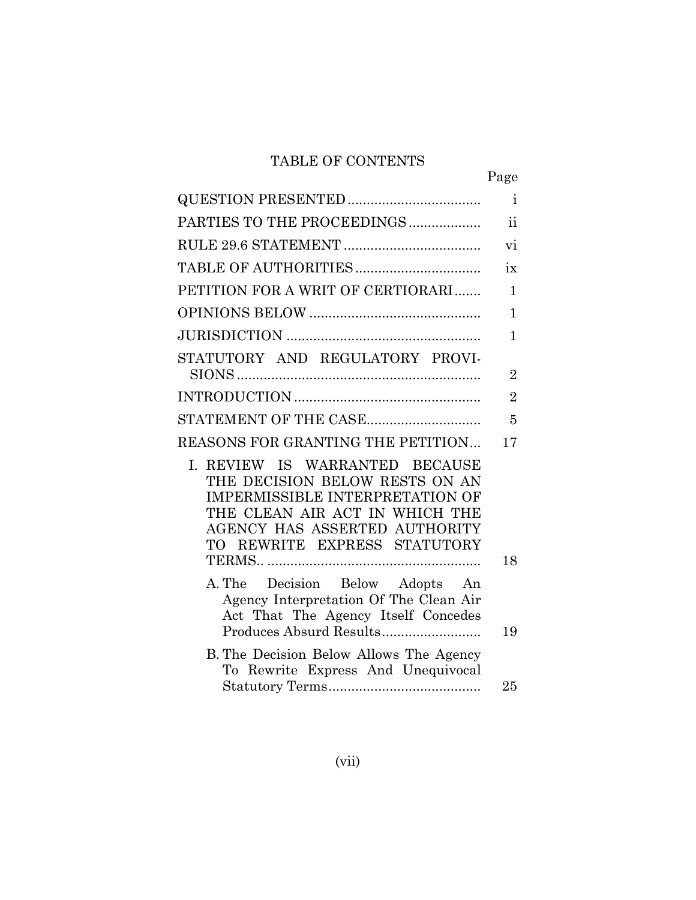## TABLE OF CONTENTS

| | Page |
|---|---|
| QUESTION PRESENTED | i |
| PARTIES TO THE PROCEEDINGS | ii |
| RULE 29.6 STATEMENT | vi |
| TABLE OF AUTHORITIES | ix |
| PETITION FOR A WRIT OF CERTIORARI | 1 |
| OPINIONS BELOW | 1 |
| JURISDICTION | 1 |
| STATUTORY AND REGULATORY PROVISIONS | 2 |
| INTRODUCTION | 2 |
| STATEMENT OF THE CASE | 5 |
| REASONS FOR GRANTING THE PETITION | 17 |
| I. REVIEW IS WARRANTED BECAUSE THE DECISION BELOW RESTS ON AN IMPERMISSIBLE INTERPRETATION OF THE CLEAN AIR ACT IN WHICH THE AGENCY HAS ASSERTED AUTHORITY TO REWRITE EXPRESS STATUTORY TERMS.. | 18 |
| A. The Decision Below Adopts An Agency Interpretation Of The Clean Air Act That The Agency Itself Concedes Produces Absurd Results | 19 |
| B. The Decision Below Allows The Agency To Rewrite Express And Unequivocal Statutory Terms | 25 |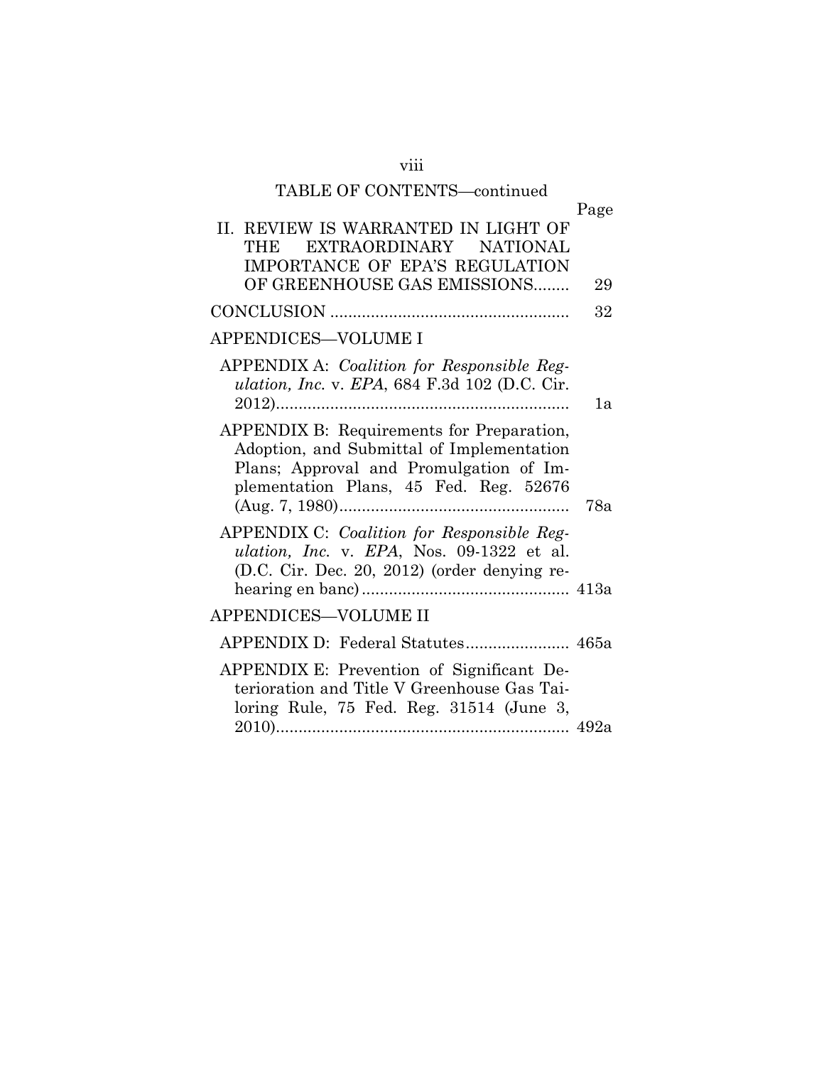TABLE OF CONTENTS—continued

| | Page |
|---|---|
| II. REVIEW IS WARRANTED IN LIGHT OF THE EXTRAORDINARY NATIONAL IMPORTANCE OF EPA'S REGULATION OF GREENHOUSE GAS EMISSIONS | 29 |
| CONCLUSION | 32 |
| APPENDICES—VOLUME I | |
| APPENDIX A: *Coalition for Responsible Regulation, Inc.* v. *EPA*, 684 F.3d 102 (D.C. Cir. 2012) | 1a |
| APPENDIX B: Requirements for Preparation, Adoption, and Submittal of Implementation Plans; Approval and Promulgation of Implementation Plans, 45 Fed. Reg. 52676 (Aug. 7, 1980) | 78a |
| APPENDIX C: *Coalition for Responsible Regulation, Inc.* v. *EPA*, Nos. 09-1322 et al. (D.C. Cir. Dec. 20, 2012) (order denying rehearing en banc) | 413a |
| APPENDICES—VOLUME II | |
| APPENDIX D: Federal Statutes | 465a |
| APPENDIX E: Prevention of Significant Deterioration and Title V Greenhouse Gas Tailoring Rule, 75 Fed. Reg. 31514 (June 3, 2010) | 492a |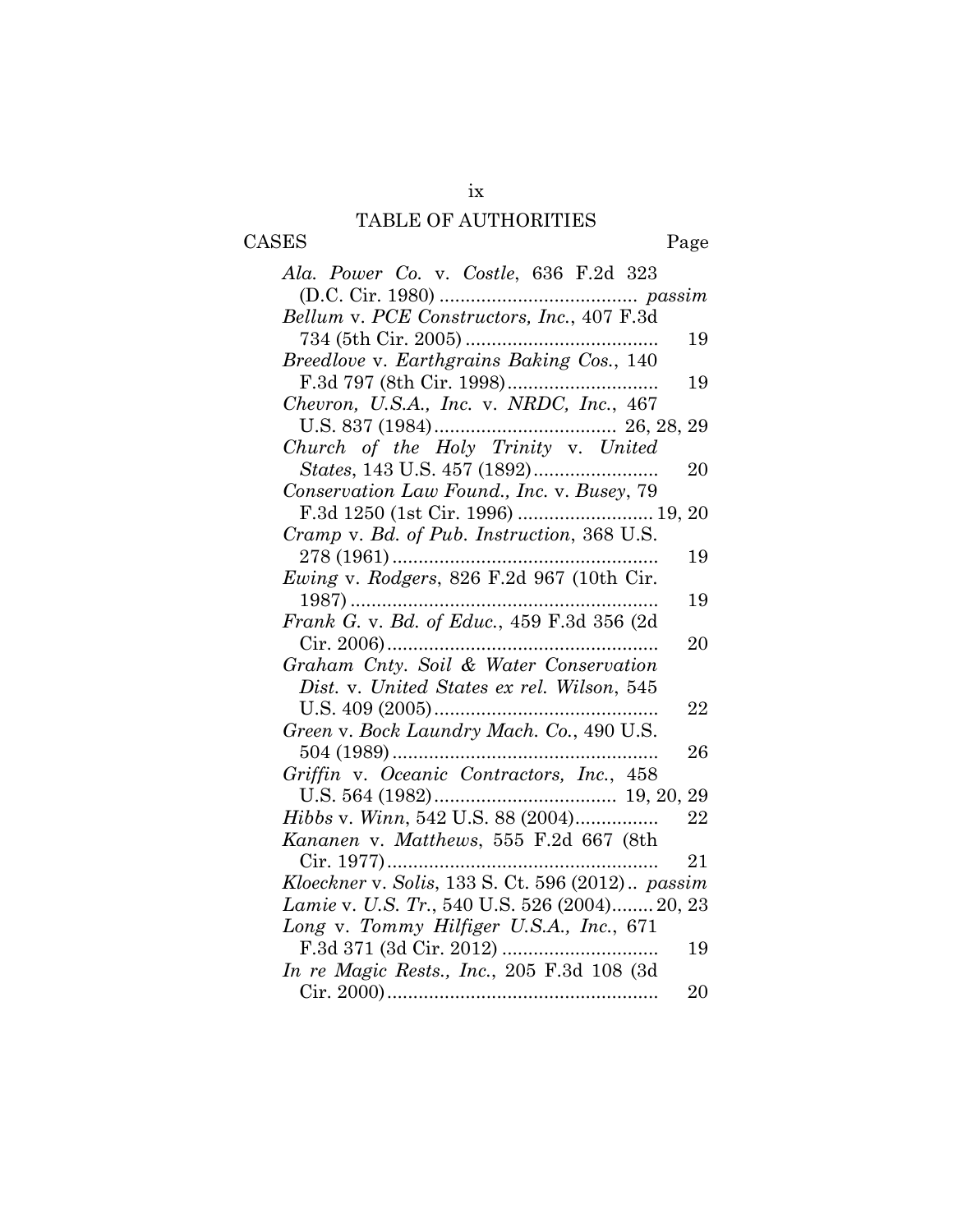# TABLE OF AUTHORITIES

CASES — Page

*Ala. Power Co.* v. *Costle*, 636 F.2d 323 (D.C. Cir. 1980) ...................................... *passim*

*Bellum* v. *PCE Constructors, Inc.*, 407 F.3d 734 (5th Cir. 2005) ..................................... 19

*Breedlove* v. *Earthgrains Baking Cos.*, 140 F.3d 797 (8th Cir. 1998) ............................ 19

*Chevron, U.S.A., Inc.* v. *NRDC, Inc.*, 467 U.S. 837 (1984) .................................. 26, 28, 29

*Church of the Holy Trinity* v. *United States*, 143 U.S. 457 (1892) ........................ 20

*Conservation Law Found., Inc.* v. *Busey*, 79 F.3d 1250 (1st Cir. 1996) .......................... 19, 20

*Cramp* v. *Bd. of Pub. Instruction*, 368 U.S. 278 (1961) .................................................. 19

*Ewing* v. *Rodgers*, 826 F.2d 967 (10th Cir. 1987) ........................................................... 19

*Frank G.* v. *Bd. of Educ.*, 459 F.3d 356 (2d Cir. 2006) .................................................... 20

*Graham Cnty. Soil & Water Conservation Dist.* v. *United States ex rel. Wilson*, 545 U.S. 409 (2005) ........................................... 22

*Green* v. *Bock Laundry Mach. Co.*, 490 U.S. 504 (1989) ................................................... 26

*Griffin* v. *Oceanic Contractors, Inc.*, 458 U.S. 564 (1982) .................................. 19, 20, 29

*Hibbs* v. *Winn*, 542 U.S. 88 (2004) ................ 22

*Kananen* v. *Matthews*, 555 F.2d 667 (8th Cir. 1977) ................................................... 21

*Kloeckner* v. *Solis*, 133 S. Ct. 596 (2012) .. *passim*

*Lamie* v. *U.S. Tr.*, 540 U.S. 526 (2004) ........ 20, 23

*Long* v. *Tommy Hilfiger U.S.A., Inc.*, 671 F.3d 371 (3d Cir. 2012) ............................. 19

*In re Magic Rests., Inc.*, 205 F.3d 108 (3d Cir. 2000) .................................................... 20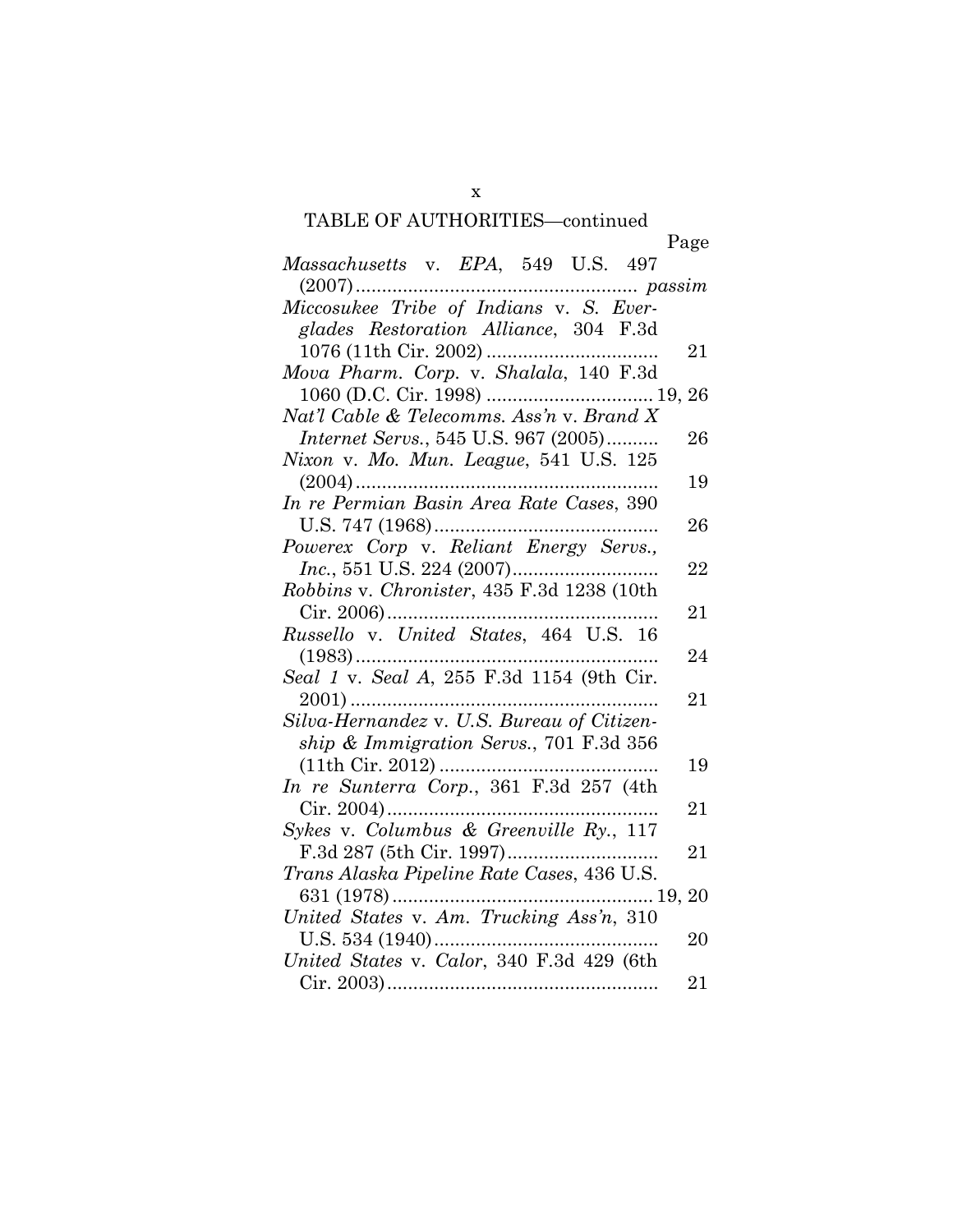TABLE OF AUTHORITIES—continued

| | Page |
|---|---|
| *Massachusetts* v. *EPA*, 549 U.S. 497 (2007) | *passim* |
| *Miccosukee Tribe of Indians* v. *S. Everglades Restoration Alliance*, 304 F.3d 1076 (11th Cir. 2002) | 21 |
| *Mova Pharm. Corp.* v. *Shalala*, 140 F.3d 1060 (D.C. Cir. 1998) | 19, 26 |
| *Nat'l Cable & Telecomms. Ass'n* v. *Brand X Internet Servs.*, 545 U.S. 967 (2005) | 26 |
| *Nixon* v. *Mo. Mun. League*, 541 U.S. 125 (2004) | 19 |
| *In re Permian Basin Area Rate Cases*, 390 U.S. 747 (1968) | 26 |
| *Powerex Corp* v. *Reliant Energy Servs., Inc.*, 551 U.S. 224 (2007) | 22 |
| *Robbins* v. *Chronister*, 435 F.3d 1238 (10th Cir. 2006) | 21 |
| *Russello* v. *United States*, 464 U.S. 16 (1983) | 24 |
| *Seal 1* v. *Seal A*, 255 F.3d 1154 (9th Cir. 2001) | 21 |
| *Silva-Hernandez* v. *U.S. Bureau of Citizenship & Immigration Servs.*, 701 F.3d 356 (11th Cir. 2012) | 19 |
| *In re Sunterra Corp.*, 361 F.3d 257 (4th Cir. 2004) | 21 |
| *Sykes* v. *Columbus & Greenville Ry.*, 117 F.3d 287 (5th Cir. 1997) | 21 |
| *Trans Alaska Pipeline Rate Cases*, 436 U.S. 631 (1978) | 19, 20 |
| *United States* v. *Am. Trucking Ass'n*, 310 U.S. 534 (1940) | 20 |
| *United States* v. *Calor*, 340 F.3d 429 (6th Cir. 2003) | 21 |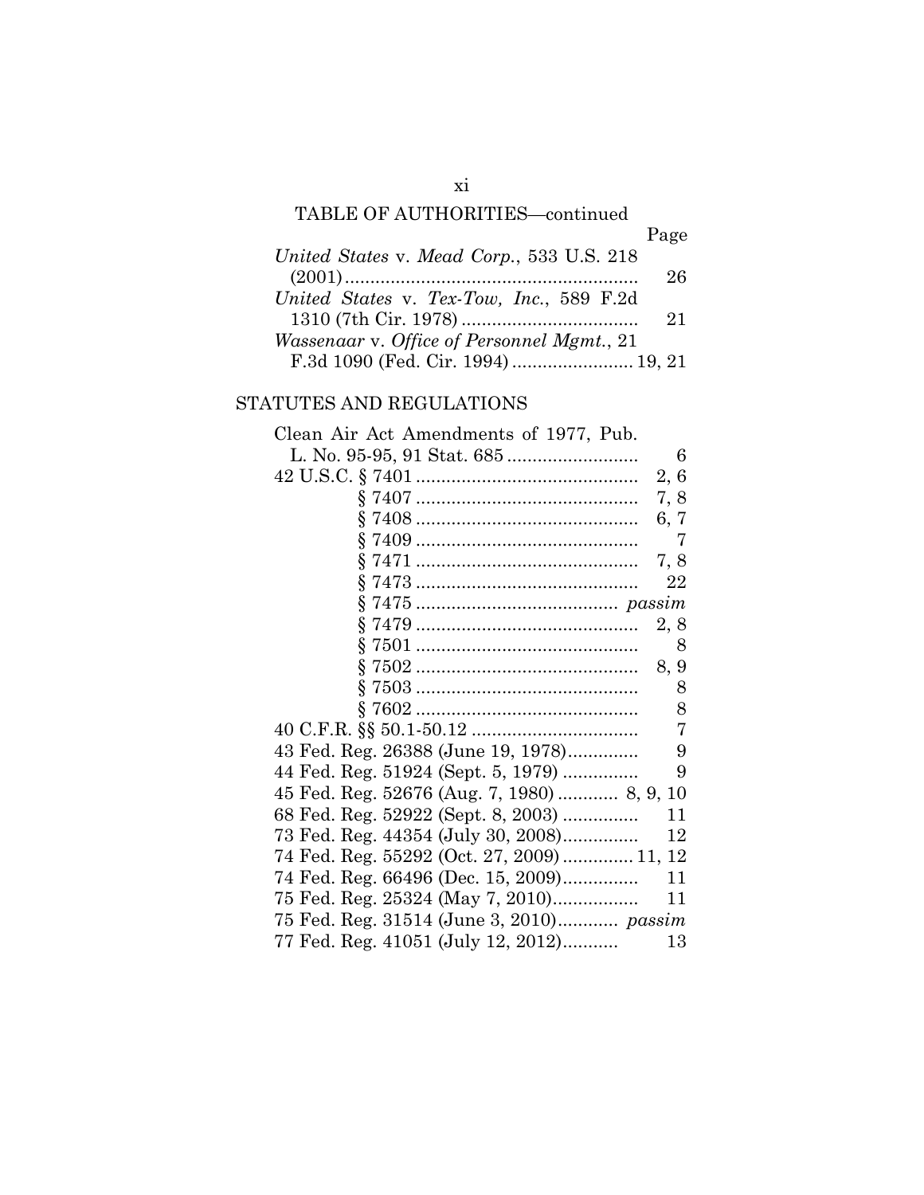TABLE OF AUTHORITIES—continued

| | Page |
|---|---|
| *United States* v. *Mead Corp.*, 533 U.S. 218 (2001) | 26 |
| *United States* v. *Tex-Tow, Inc.*, 589 F.2d 1310 (7th Cir. 1978) | 21 |
| *Wassenaar* v. *Office of Personnel Mgmt.*, 21 F.3d 1090 (Fed. Cir. 1994) | 19, 21 |

STATUTES AND REGULATIONS

| | |
|---|---|
| Clean Air Act Amendments of 1977, Pub. L. No. 95-95, 91 Stat. 685 | 6 |
| 42 U.S.C. § 7401 | 2, 6 |
| § 7407 | 7, 8 |
| § 7408 | 6, 7 |
| § 7409 | 7 |
| § 7471 | 7, 8 |
| § 7473 | 22 |
| § 7475 | *passim* |
| § 7479 | 2, 8 |
| § 7501 | 8 |
| § 7502 | 8, 9 |
| § 7503 | 8 |
| § 7602 | 8 |
| 40 C.F.R. §§ 50.1-50.12 | 7 |
| 43 Fed. Reg. 26388 (June 19, 1978) | 9 |
| 44 Fed. Reg. 51924 (Sept. 5, 1979) | 9 |
| 45 Fed. Reg. 52676 (Aug. 7, 1980) | 8, 9, 10 |
| 68 Fed. Reg. 52922 (Sept. 8, 2003) | 11 |
| 73 Fed. Reg. 44354 (July 30, 2008) | 12 |
| 74 Fed. Reg. 55292 (Oct. 27, 2009) | 11, 12 |
| 74 Fed. Reg. 66496 (Dec. 15, 2009) | 11 |
| 75 Fed. Reg. 25324 (May 7, 2010) | 11 |
| 75 Fed. Reg. 31514 (June 3, 2010) | *passim* |
| 77 Fed. Reg. 41051 (July 12, 2012) | 13 |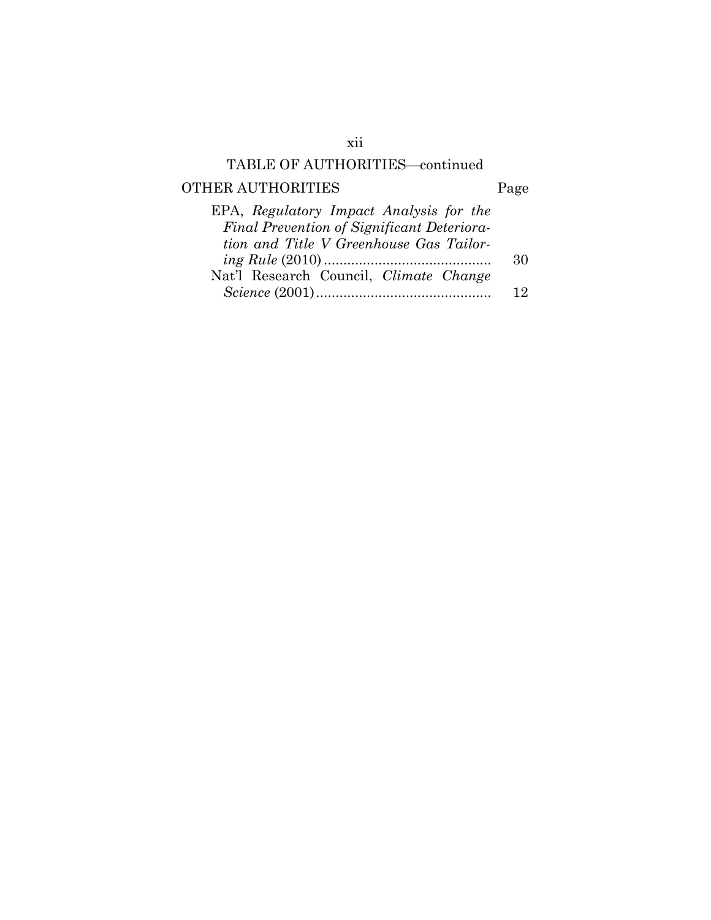TABLE OF AUTHORITIES—continued

OTHER AUTHORITIES | Page

EPA, *Regulatory Impact Analysis for the Final Prevention of Significant Deterioration and Title V Greenhouse Gas Tailoring Rule* (2010) .......... 30

Nat'l Research Council, *Climate Change Science* (2001) .......... 12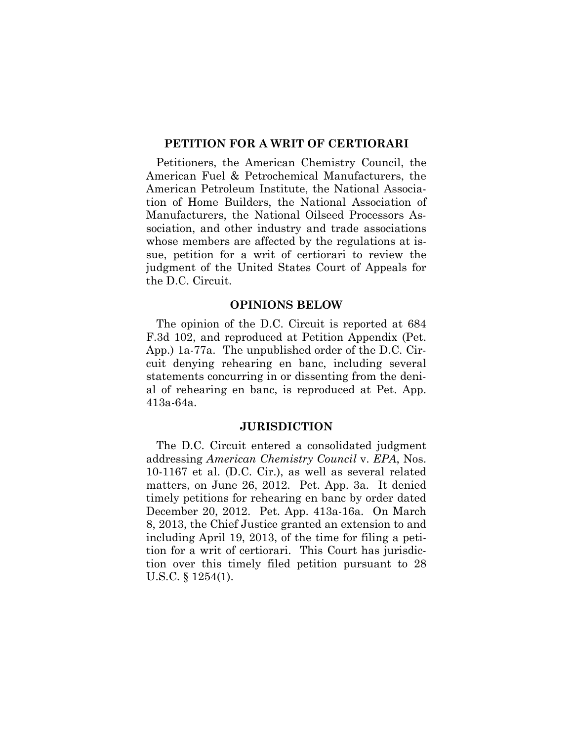## PETITION FOR A WRIT OF CERTIORARI

Petitioners, the American Chemistry Council, the American Fuel & Petrochemical Manufacturers, the American Petroleum Institute, the National Association of Home Builders, the National Association of Manufacturers, the National Oilseed Processors Association, and other industry and trade associations whose members are affected by the regulations at issue, petition for a writ of certiorari to review the judgment of the United States Court of Appeals for the D.C. Circuit.

## OPINIONS BELOW

The opinion of the D.C. Circuit is reported at 684 F.3d 102, and reproduced at Petition Appendix (Pet. App.) 1a-77a. The unpublished order of the D.C. Circuit denying rehearing en banc, including several statements concurring in or dissenting from the denial of rehearing en banc, is reproduced at Pet. App. 413a-64a.

## JURISDICTION

The D.C. Circuit entered a consolidated judgment addressing *American Chemistry Council* v. *EPA*, Nos. 10-1167 et al. (D.C. Cir.), as well as several related matters, on June 26, 2012. Pet. App. 3a. It denied timely petitions for rehearing en banc by order dated December 20, 2012. Pet. App. 413a-16a. On March 8, 2013, the Chief Justice granted an extension to and including April 19, 2013, of the time for filing a petition for a writ of certiorari. This Court has jurisdiction over this timely filed petition pursuant to 28 U.S.C. § 1254(1).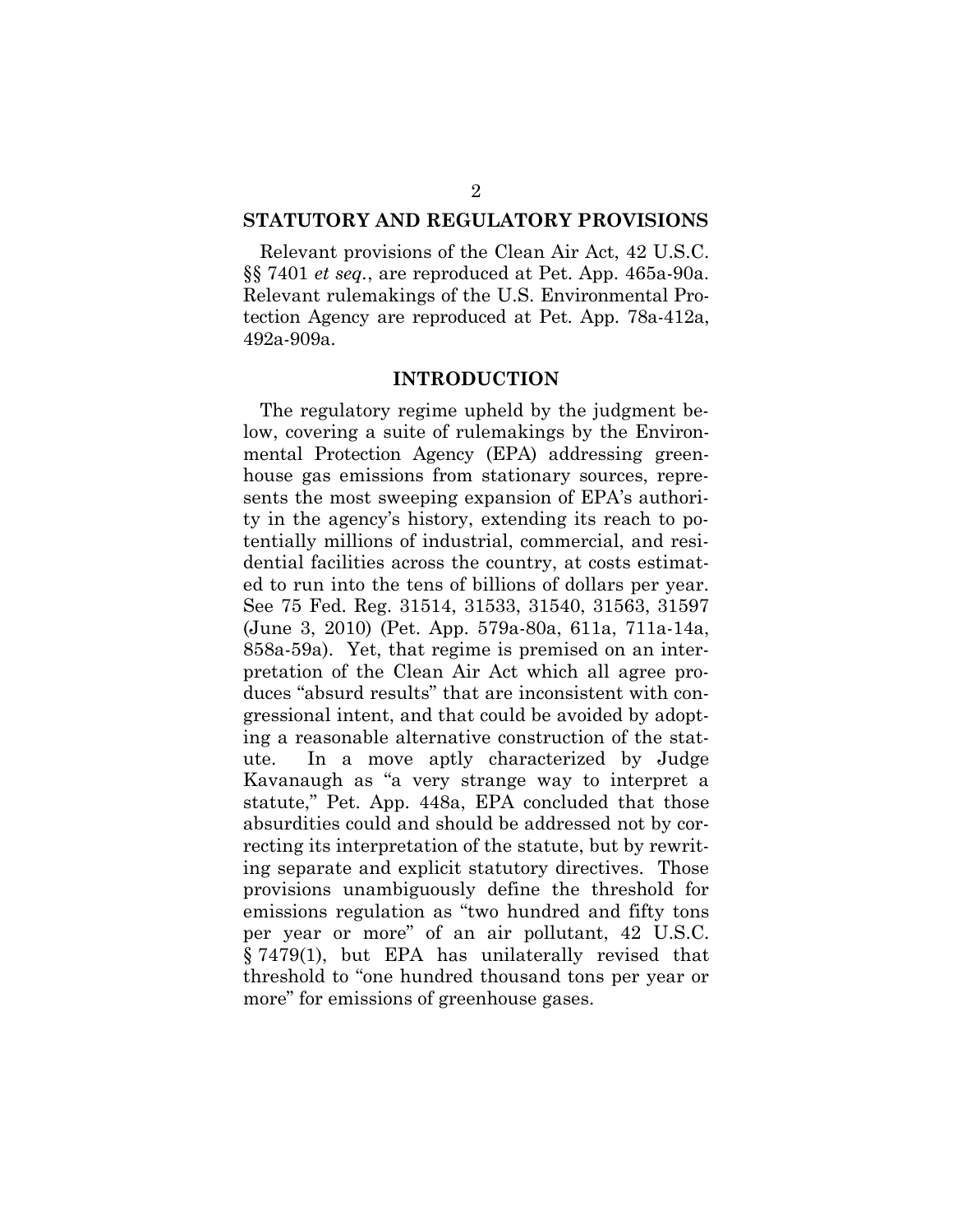## STATUTORY AND REGULATORY PROVISIONS

Relevant provisions of the Clean Air Act, 42 U.S.C. §§ 7401 *et seq.*, are reproduced at Pet. App. 465a-90a. Relevant rulemakings of the U.S. Environmental Protection Agency are reproduced at Pet. App. 78a-412a, 492a-909a.

## INTRODUCTION

The regulatory regime upheld by the judgment below, covering a suite of rulemakings by the Environmental Protection Agency (EPA) addressing greenhouse gas emissions from stationary sources, represents the most sweeping expansion of EPA's authority in the agency's history, extending its reach to potentially millions of industrial, commercial, and residential facilities across the country, at costs estimated to run into the tens of billions of dollars per year. See 75 Fed. Reg. 31514, 31533, 31540, 31563, 31597 (June 3, 2010) (Pet. App. 579a-80a, 611a, 711a-14a, 858a-59a). Yet, that regime is premised on an interpretation of the Clean Air Act which all agree produces "absurd results" that are inconsistent with congressional intent, and that could be avoided by adopting a reasonable alternative construction of the statute. In a move aptly characterized by Judge Kavanaugh as "a very strange way to interpret a statute," Pet. App. 448a, EPA concluded that those absurdities could and should be addressed not by correcting its interpretation of the statute, but by rewriting separate and explicit statutory directives. Those provisions unambiguously define the threshold for emissions regulation as "two hundred and fifty tons per year or more" of an air pollutant, 42 U.S.C. § 7479(1), but EPA has unilaterally revised that threshold to "one hundred thousand tons per year or more" for emissions of greenhouse gases.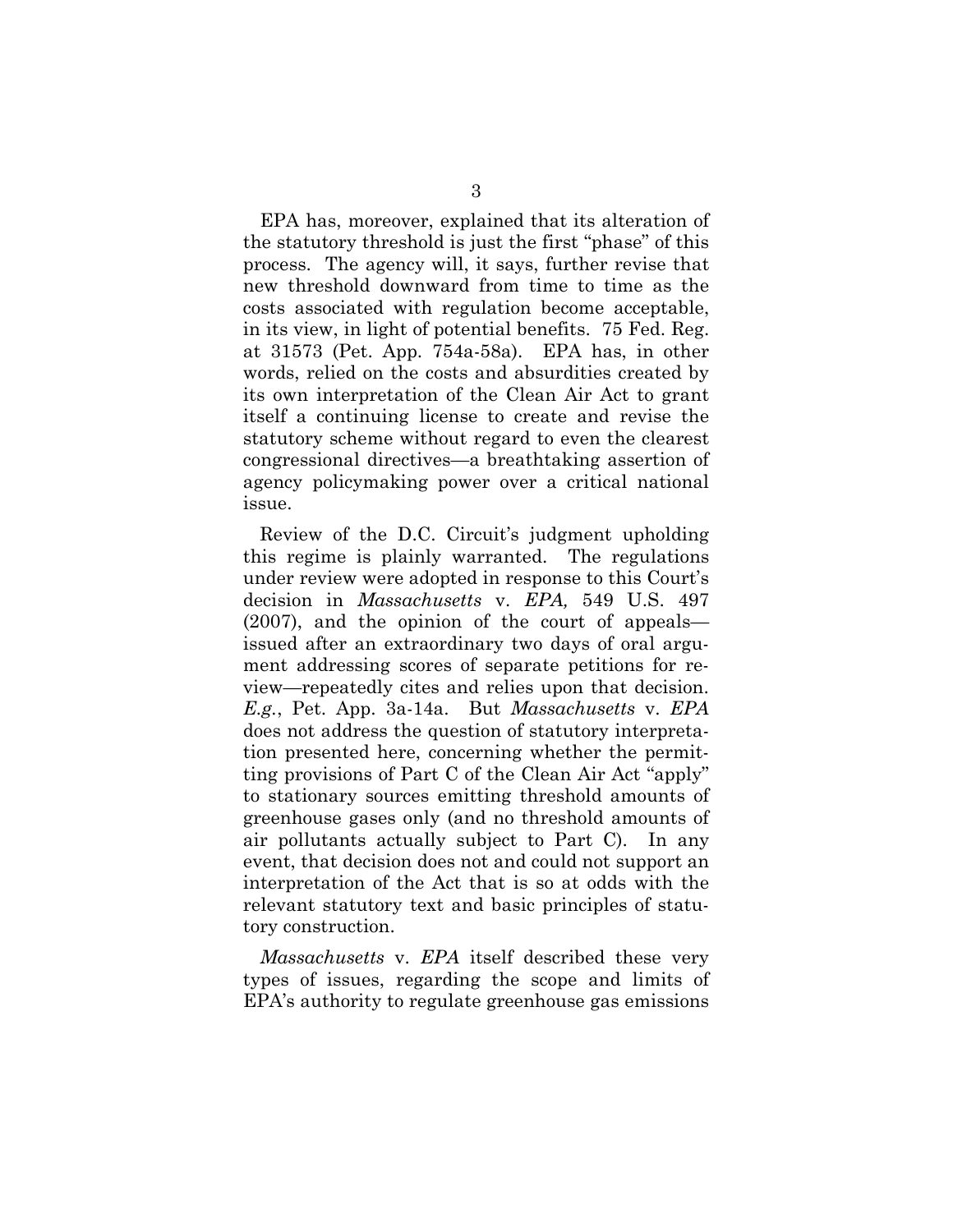EPA has, moreover, explained that its alteration of the statutory threshold is just the first "phase" of this process. The agency will, it says, further revise that new threshold downward from time to time as the costs associated with regulation become acceptable, in its view, in light of potential benefits. 75 Fed. Reg. at 31573 (Pet. App. 754a-58a). EPA has, in other words, relied on the costs and absurdities created by its own interpretation of the Clean Air Act to grant itself a continuing license to create and revise the statutory scheme without regard to even the clearest congressional directives—a breathtaking assertion of agency policymaking power over a critical national issue.

Review of the D.C. Circuit's judgment upholding this regime is plainly warranted. The regulations under review were adopted in response to this Court's decision in *Massachusetts* v. *EPA,* 549 U.S. 497 (2007), and the opinion of the court of appeals—issued after an extraordinary two days of oral argument addressing scores of separate petitions for review—repeatedly cites and relies upon that decision. *E.g.*, Pet. App. 3a-14a. But *Massachusetts* v. *EPA* does not address the question of statutory interpretation presented here, concerning whether the permitting provisions of Part C of the Clean Air Act "apply" to stationary sources emitting threshold amounts of greenhouse gases only (and no threshold amounts of air pollutants actually subject to Part C). In any event, that decision does not and could not support an interpretation of the Act that is so at odds with the relevant statutory text and basic principles of statutory construction.

*Massachusetts* v. *EPA* itself described these very types of issues, regarding the scope and limits of EPA's authority to regulate greenhouse gas emissions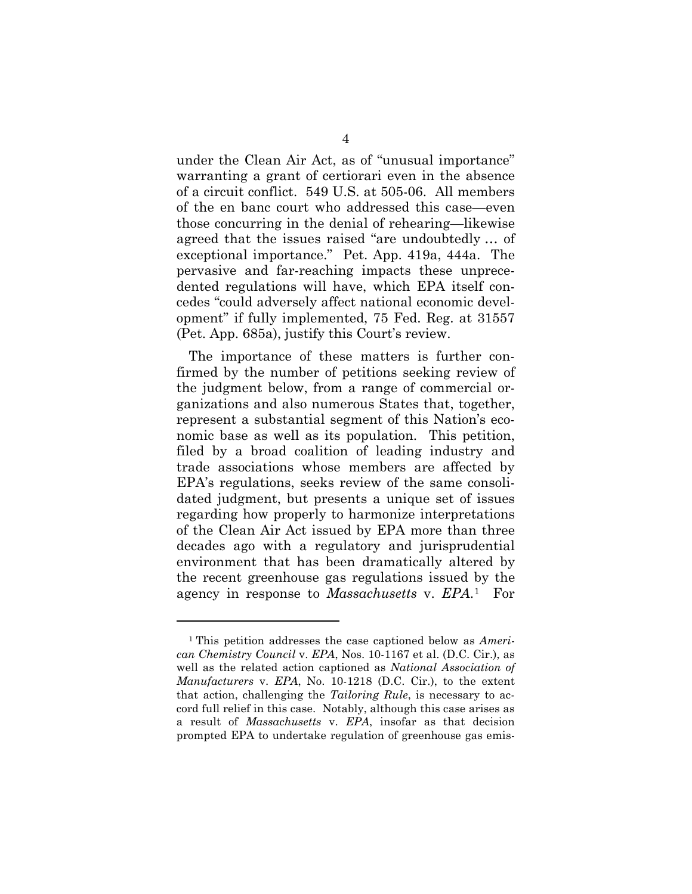under the Clean Air Act, as of "unusual importance" warranting a grant of certiorari even in the absence of a circuit conflict. 549 U.S. at 505-06. All members of the en banc court who addressed this case—even those concurring in the denial of rehearing—likewise agreed that the issues raised "are undoubtedly … of exceptional importance." Pet. App. 419a, 444a. The pervasive and far-reaching impacts these unprecedented regulations will have, which EPA itself concedes "could adversely affect national economic development" if fully implemented, 75 Fed. Reg. at 31557 (Pet. App. 685a), justify this Court's review.

The importance of these matters is further confirmed by the number of petitions seeking review of the judgment below, from a range of commercial organizations and also numerous States that, together, represent a substantial segment of this Nation's economic base as well as its population. This petition, filed by a broad coalition of leading industry and trade associations whose members are affected by EPA's regulations, seeks review of the same consolidated judgment, but presents a unique set of issues regarding how properly to harmonize interpretations of the Clean Air Act issued by EPA more than three decades ago with a regulatory and jurisprudential environment that has been dramatically altered by the recent greenhouse gas regulations issued by the agency in response to *Massachusetts* v. *EPA*.[1] For

---

[1] This petition addresses the case captioned below as *American Chemistry Council* v. *EPA*, Nos. 10-1167 et al. (D.C. Cir.), as well as the related action captioned as *National Association of Manufacturers* v. *EPA*, No. 10-1218 (D.C. Cir.), to the extent that action, challenging the *Tailoring Rule*, is necessary to accord full relief in this case. Notably, although this case arises as a result of *Massachusetts* v. *EPA*, insofar as that decision prompted EPA to undertake regulation of greenhouse gas emis-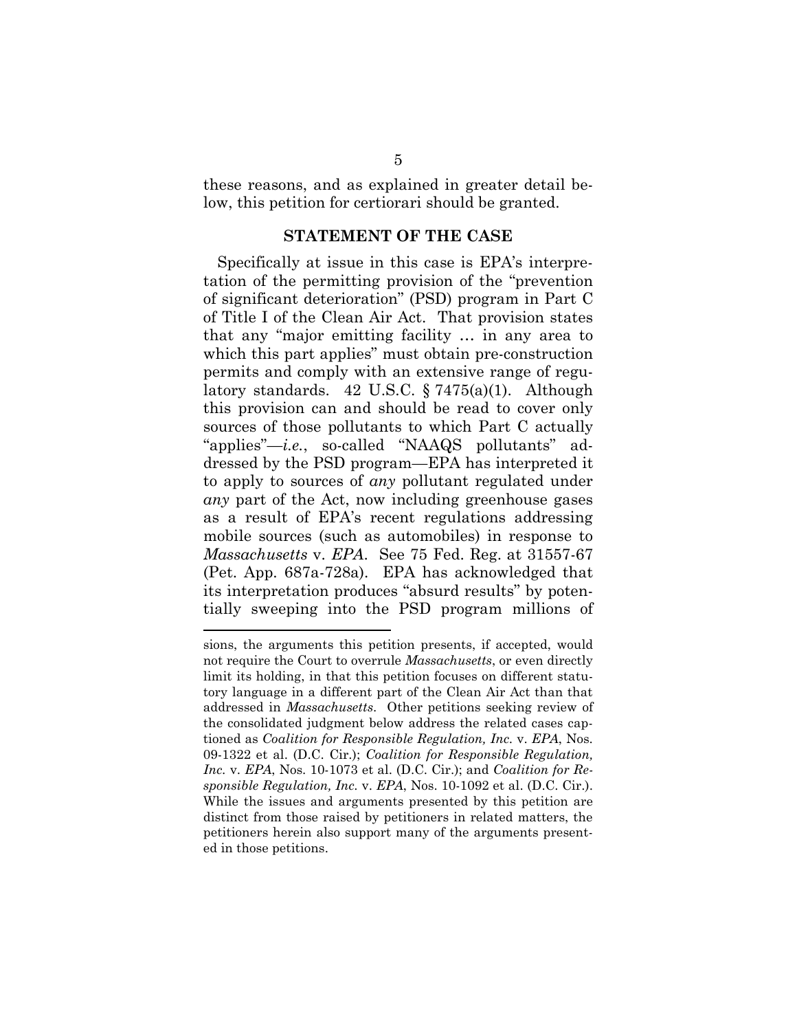these reasons, and as explained in greater detail below, this petition for certiorari should be granted.

## STATEMENT OF THE CASE

Specifically at issue in this case is EPA's interpretation of the permitting provision of the "prevention of significant deterioration" (PSD) program in Part C of Title I of the Clean Air Act. That provision states that any "major emitting facility … in any area to which this part applies" must obtain pre-construction permits and comply with an extensive range of regulatory standards. 42 U.S.C. § 7475(a)(1). Although this provision can and should be read to cover only sources of those pollutants to which Part C actually "applies"—*i.e.*, so-called "NAAQS pollutants" addressed by the PSD program—EPA has interpreted it to apply to sources of *any* pollutant regulated under *any* part of the Act, now including greenhouse gases as a result of EPA's recent regulations addressing mobile sources (such as automobiles) in response to *Massachusetts* v. *EPA*. See 75 Fed. Reg. at 31557-67 (Pet. App. 687a-728a). EPA has acknowledged that its interpretation produces "absurd results" by potentially sweeping into the PSD program millions of

---

sions, the arguments this petition presents, if accepted, would not require the Court to overrule *Massachusetts*, or even directly limit its holding, in that this petition focuses on different statutory language in a different part of the Clean Air Act than that addressed in *Massachusetts*. Other petitions seeking review of the consolidated judgment below address the related cases captioned as *Coalition for Responsible Regulation, Inc.* v. *EPA*, Nos. 09-1322 et al. (D.C. Cir.); *Coalition for Responsible Regulation, Inc.* v. *EPA*, Nos. 10-1073 et al. (D.C. Cir.); and *Coalition for Responsible Regulation, Inc.* v. *EPA*, Nos. 10-1092 et al. (D.C. Cir.). While the issues and arguments presented by this petition are distinct from those raised by petitioners in related matters, the petitioners herein also support many of the arguments presented in those petitions.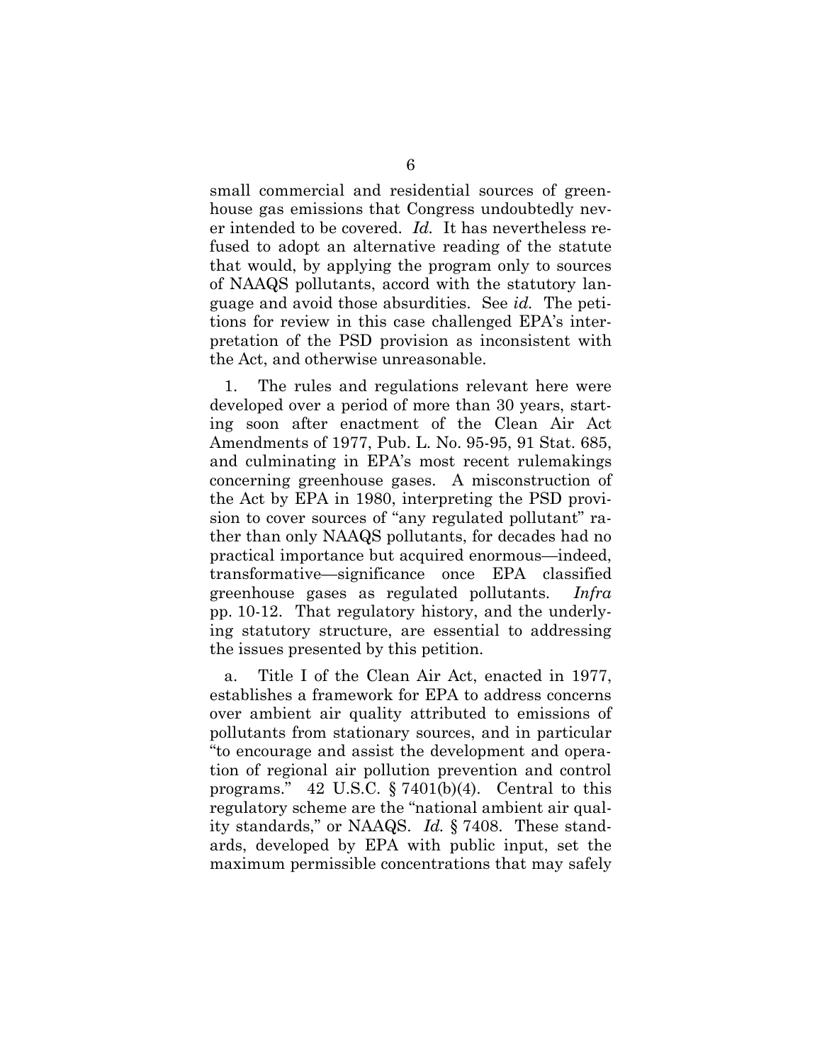small commercial and residential sources of greenhouse gas emissions that Congress undoubtedly never intended to be covered. *Id.* It has nevertheless refused to adopt an alternative reading of the statute that would, by applying the program only to sources of NAAQS pollutants, accord with the statutory language and avoid those absurdities. See *id.* The petitions for review in this case challenged EPA's interpretation of the PSD provision as inconsistent with the Act, and otherwise unreasonable.

1. The rules and regulations relevant here were developed over a period of more than 30 years, starting soon after enactment of the Clean Air Act Amendments of 1977, Pub. L. No. 95-95, 91 Stat. 685, and culminating in EPA's most recent rulemakings concerning greenhouse gases. A misconstruction of the Act by EPA in 1980, interpreting the PSD provision to cover sources of "any regulated pollutant" rather than only NAAQS pollutants, for decades had no practical importance but acquired enormous—indeed, transformative—significance once EPA classified greenhouse gases as regulated pollutants. *Infra* pp. 10-12. That regulatory history, and the underlying statutory structure, are essential to addressing the issues presented by this petition.

a. Title I of the Clean Air Act, enacted in 1977, establishes a framework for EPA to address concerns over ambient air quality attributed to emissions of pollutants from stationary sources, and in particular "to encourage and assist the development and operation of regional air pollution prevention and control programs." 42 U.S.C. § 7401(b)(4). Central to this regulatory scheme are the "national ambient air quality standards," or NAAQS. *Id.* § 7408. These standards, developed by EPA with public input, set the maximum permissible concentrations that may safely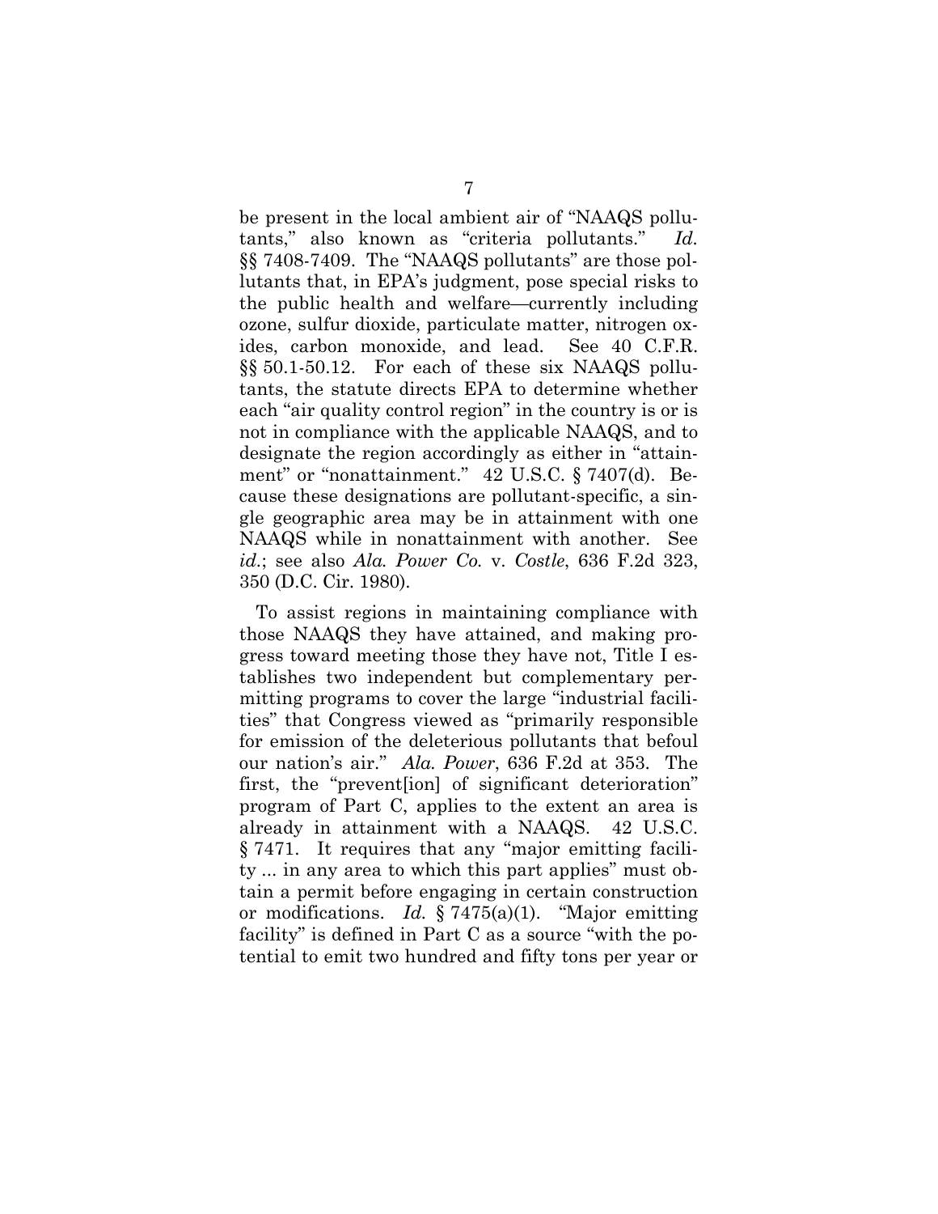be present in the local ambient air of "NAAQS pollutants," also known as "criteria pollutants." *Id.* §§ 7408-7409. The "NAAQS pollutants" are those pollutants that, in EPA's judgment, pose special risks to the public health and welfare—currently including ozone, sulfur dioxide, particulate matter, nitrogen oxides, carbon monoxide, and lead. See 40 C.F.R. §§ 50.1-50.12. For each of these six NAAQS pollutants, the statute directs EPA to determine whether each "air quality control region" in the country is or is not in compliance with the applicable NAAQS, and to designate the region accordingly as either in "attainment" or "nonattainment." 42 U.S.C. § 7407(d). Because these designations are pollutant-specific, a single geographic area may be in attainment with one NAAQS while in nonattainment with another. See *id.*; see also *Ala. Power Co.* v. *Costle*, 636 F.2d 323, 350 (D.C. Cir. 1980).

To assist regions in maintaining compliance with those NAAQS they have attained, and making progress toward meeting those they have not, Title I establishes two independent but complementary permitting programs to cover the large "industrial facilities" that Congress viewed as "primarily responsible for emission of the deleterious pollutants that befoul our nation's air." *Ala. Power*, 636 F.2d at 353. The first, the "prevent[ion] of significant deterioration" program of Part C, applies to the extent an area is already in attainment with a NAAQS. 42 U.S.C. § 7471. It requires that any "major emitting facility ... in any area to which this part applies" must obtain a permit before engaging in certain construction or modifications. *Id.* § 7475(a)(1). "Major emitting facility" is defined in Part C as a source "with the potential to emit two hundred and fifty tons per year or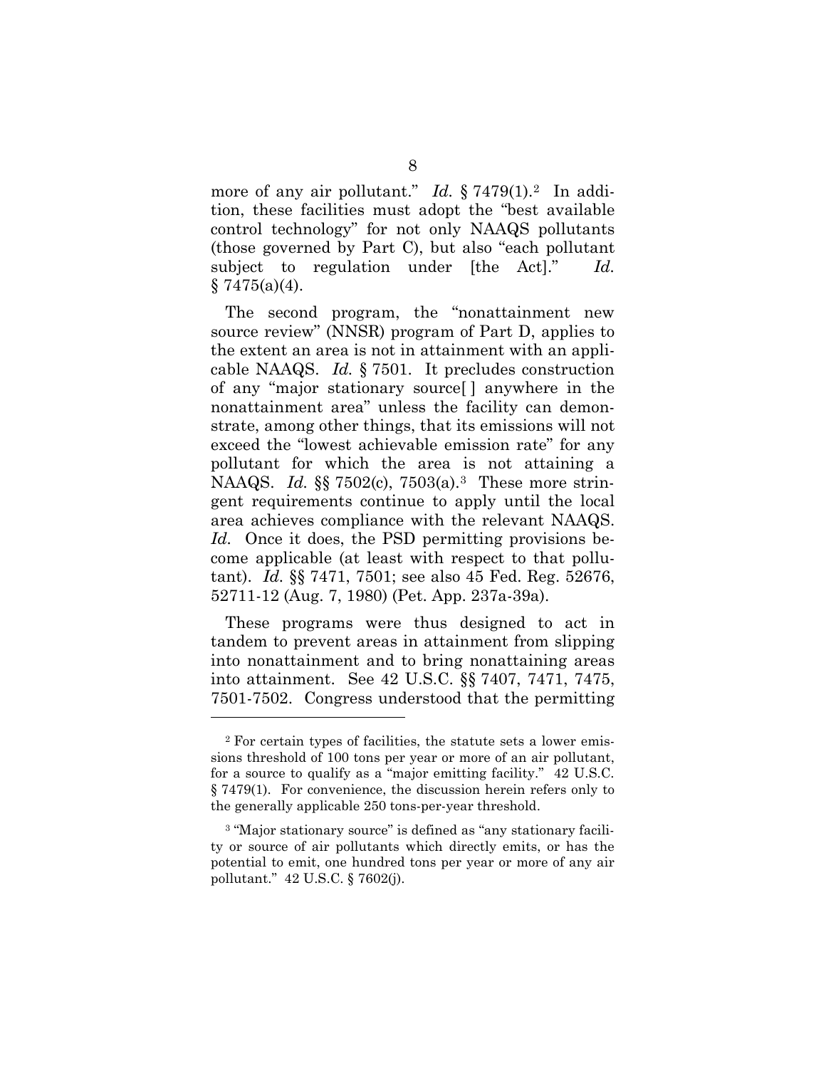more of any air pollutant." *Id.* § 7479(1).[2] In addition, these facilities must adopt the "best available control technology" for not only NAAQS pollutants (those governed by Part C), but also "each pollutant subject to regulation under [the Act]." *Id.* § 7475(a)(4).

The second program, the "nonattainment new source review" (NNSR) program of Part D, applies to the extent an area is not in attainment with an applicable NAAQS. *Id.* § 7501. It precludes construction of any "major stationary source[ ] anywhere in the nonattainment area" unless the facility can demonstrate, among other things, that its emissions will not exceed the "lowest achievable emission rate" for any pollutant for which the area is not attaining a NAAQS. *Id.* §§ 7502(c), 7503(a).[3] These more stringent requirements continue to apply until the local area achieves compliance with the relevant NAAQS. *Id.* Once it does, the PSD permitting provisions become applicable (at least with respect to that pollutant). *Id.* §§ 7471, 7501; see also 45 Fed. Reg. 52676, 52711-12 (Aug. 7, 1980) (Pet. App. 237a-39a).

These programs were thus designed to act in tandem to prevent areas in attainment from slipping into nonattainment and to bring nonattaining areas into attainment. See 42 U.S.C. §§ 7407, 7471, 7475, 7501-7502. Congress understood that the permitting

---

[2] For certain types of facilities, the statute sets a lower emissions threshold of 100 tons per year or more of an air pollutant, for a source to qualify as a "major emitting facility." 42 U.S.C. § 7479(1). For convenience, the discussion herein refers only to the generally applicable 250 tons-per-year threshold.

[3] "Major stationary source" is defined as "any stationary facility or source of air pollutants which directly emits, or has the potential to emit, one hundred tons per year or more of any air pollutant." 42 U.S.C. § 7602(j).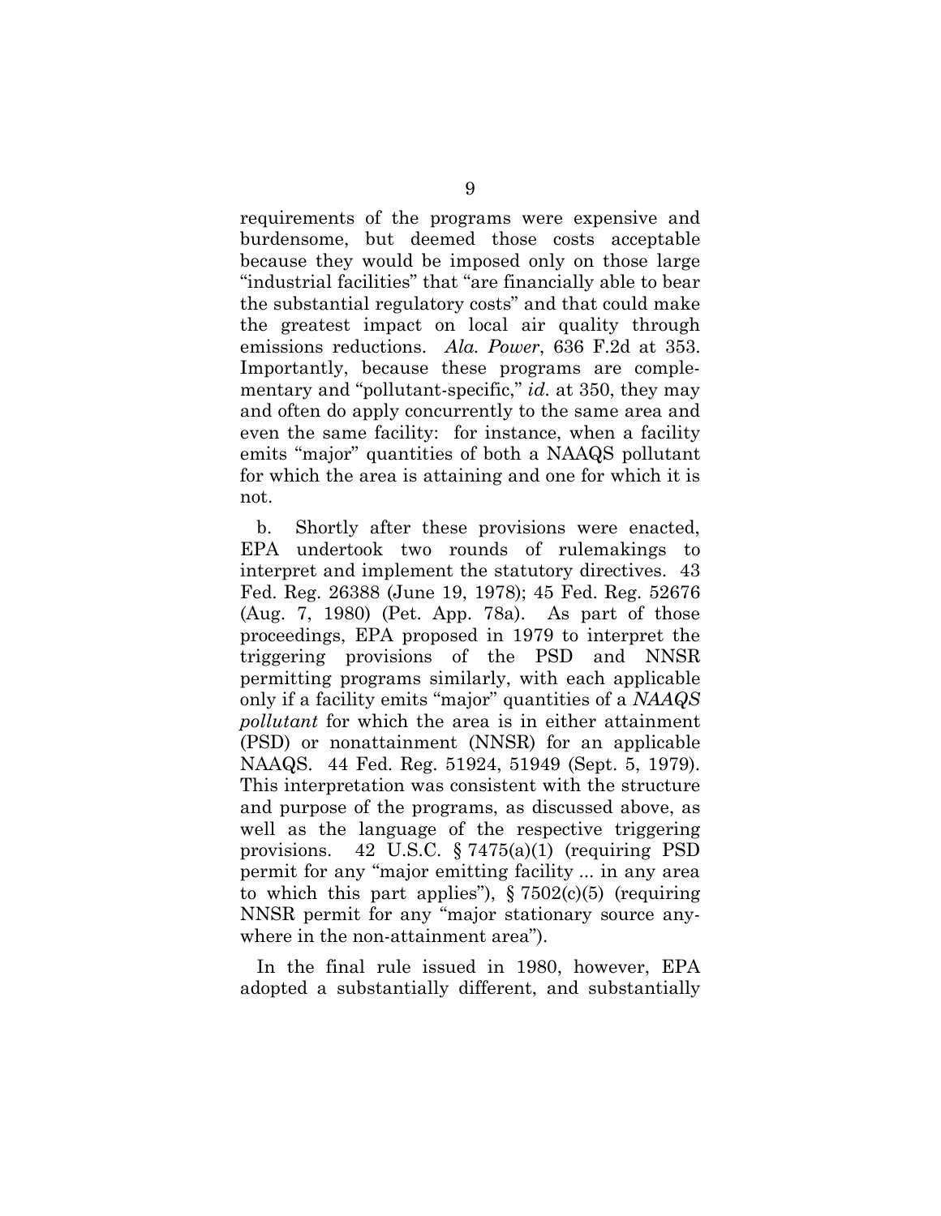requirements of the programs were expensive and burdensome, but deemed those costs acceptable because they would be imposed only on those large "industrial facilities" that "are financially able to bear the substantial regulatory costs" and that could make the greatest impact on local air quality through emissions reductions. *Ala. Power*, 636 F.2d at 353. Importantly, because these programs are complementary and "pollutant-specific," *id.* at 350, they may and often do apply concurrently to the same area and even the same facility: for instance, when a facility emits "major" quantities of both a NAAQS pollutant for which the area is attaining and one for which it is not.

b. Shortly after these provisions were enacted, EPA undertook two rounds of rulemakings to interpret and implement the statutory directives. 43 Fed. Reg. 26388 (June 19, 1978); 45 Fed. Reg. 52676 (Aug. 7, 1980) (Pet. App. 78a). As part of those proceedings, EPA proposed in 1979 to interpret the triggering provisions of the PSD and NNSR permitting programs similarly, with each applicable only if a facility emits "major" quantities of a *NAAQS pollutant* for which the area is in either attainment (PSD) or nonattainment (NNSR) for an applicable NAAQS. 44 Fed. Reg. 51924, 51949 (Sept. 5, 1979). This interpretation was consistent with the structure and purpose of the programs, as discussed above, as well as the language of the respective triggering provisions. 42 U.S.C. § 7475(a)(1) (requiring PSD permit for any "major emitting facility ... in any area to which this part applies"), § 7502(c)(5) (requiring NNSR permit for any "major stationary source anywhere in the non-attainment area").

In the final rule issued in 1980, however, EPA adopted a substantially different, and substantially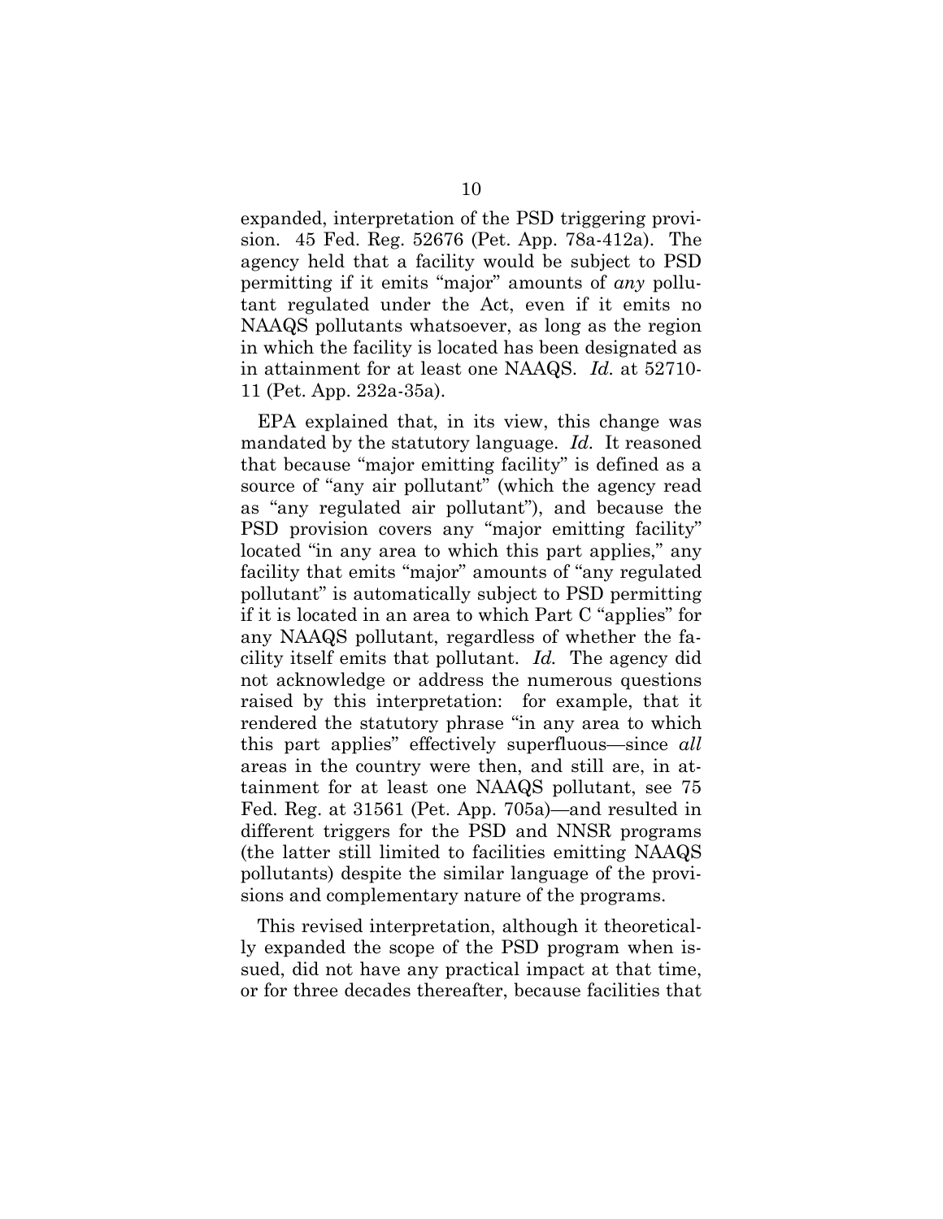expanded, interpretation of the PSD triggering provision. 45 Fed. Reg. 52676 (Pet. App. 78a-412a). The agency held that a facility would be subject to PSD permitting if it emits "major" amounts of *any* pollutant regulated under the Act, even if it emits no NAAQS pollutants whatsoever, as long as the region in which the facility is located has been designated as in attainment for at least one NAAQS. *Id.* at 52710-11 (Pet. App. 232a-35a).

EPA explained that, in its view, this change was mandated by the statutory language. *Id.* It reasoned that because "major emitting facility" is defined as a source of "any air pollutant" (which the agency read as "any regulated air pollutant"), and because the PSD provision covers any "major emitting facility" located "in any area to which this part applies," any facility that emits "major" amounts of "any regulated pollutant" is automatically subject to PSD permitting if it is located in an area to which Part C "applies" for any NAAQS pollutant, regardless of whether the facility itself emits that pollutant. *Id.* The agency did not acknowledge or address the numerous questions raised by this interpretation: for example, that it rendered the statutory phrase "in any area to which this part applies" effectively superfluous—since *all* areas in the country were then, and still are, in attainment for at least one NAAQS pollutant, see 75 Fed. Reg. at 31561 (Pet. App. 705a)—and resulted in different triggers for the PSD and NNSR programs (the latter still limited to facilities emitting NAAQS pollutants) despite the similar language of the provisions and complementary nature of the programs.

This revised interpretation, although it theoretically expanded the scope of the PSD program when issued, did not have any practical impact at that time, or for three decades thereafter, because facilities that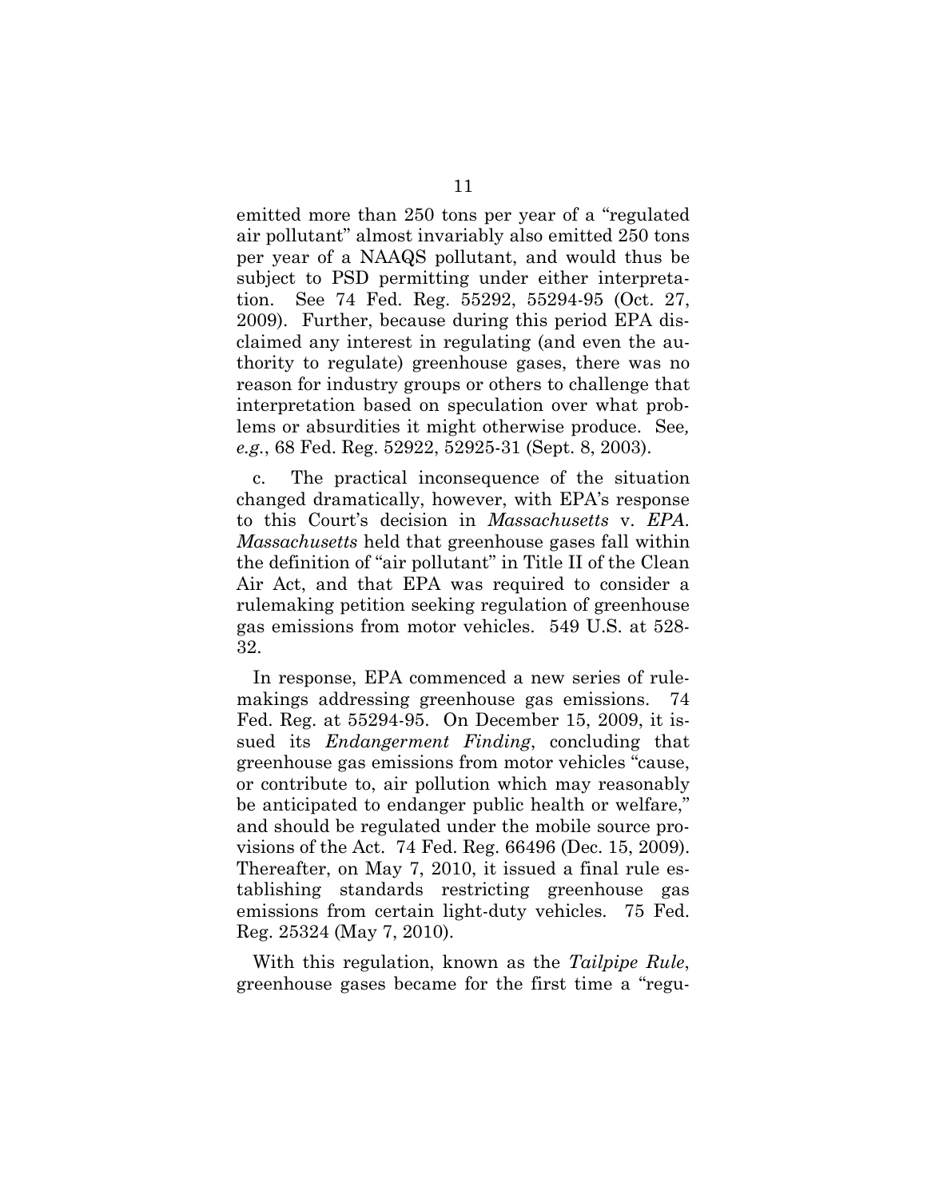emitted more than 250 tons per year of a "regulated air pollutant" almost invariably also emitted 250 tons per year of a NAAQS pollutant, and would thus be subject to PSD permitting under either interpretation. See 74 Fed. Reg. 55292, 55294-95 (Oct. 27, 2009). Further, because during this period EPA disclaimed any interest in regulating (and even the authority to regulate) greenhouse gases, there was no reason for industry groups or others to challenge that interpretation based on speculation over what problems or absurdities it might otherwise produce. See*, e.g.*, 68 Fed. Reg. 52922, 52925-31 (Sept. 8, 2003).

c. The practical inconsequence of the situation changed dramatically, however, with EPA's response to this Court's decision in *Massachusetts* v. *EPA*. *Massachusetts* held that greenhouse gases fall within the definition of "air pollutant" in Title II of the Clean Air Act, and that EPA was required to consider a rulemaking petition seeking regulation of greenhouse gas emissions from motor vehicles. 549 U.S. at 528-32.

In response, EPA commenced a new series of rulemakings addressing greenhouse gas emissions. 74 Fed. Reg. at 55294-95. On December 15, 2009, it issued its *Endangerment Finding*, concluding that greenhouse gas emissions from motor vehicles "cause, or contribute to, air pollution which may reasonably be anticipated to endanger public health or welfare," and should be regulated under the mobile source provisions of the Act. 74 Fed. Reg. 66496 (Dec. 15, 2009). Thereafter, on May 7, 2010, it issued a final rule establishing standards restricting greenhouse gas emissions from certain light-duty vehicles. 75 Fed. Reg. 25324 (May 7, 2010).

With this regulation, known as the *Tailpipe Rule*, greenhouse gases became for the first time a "regu-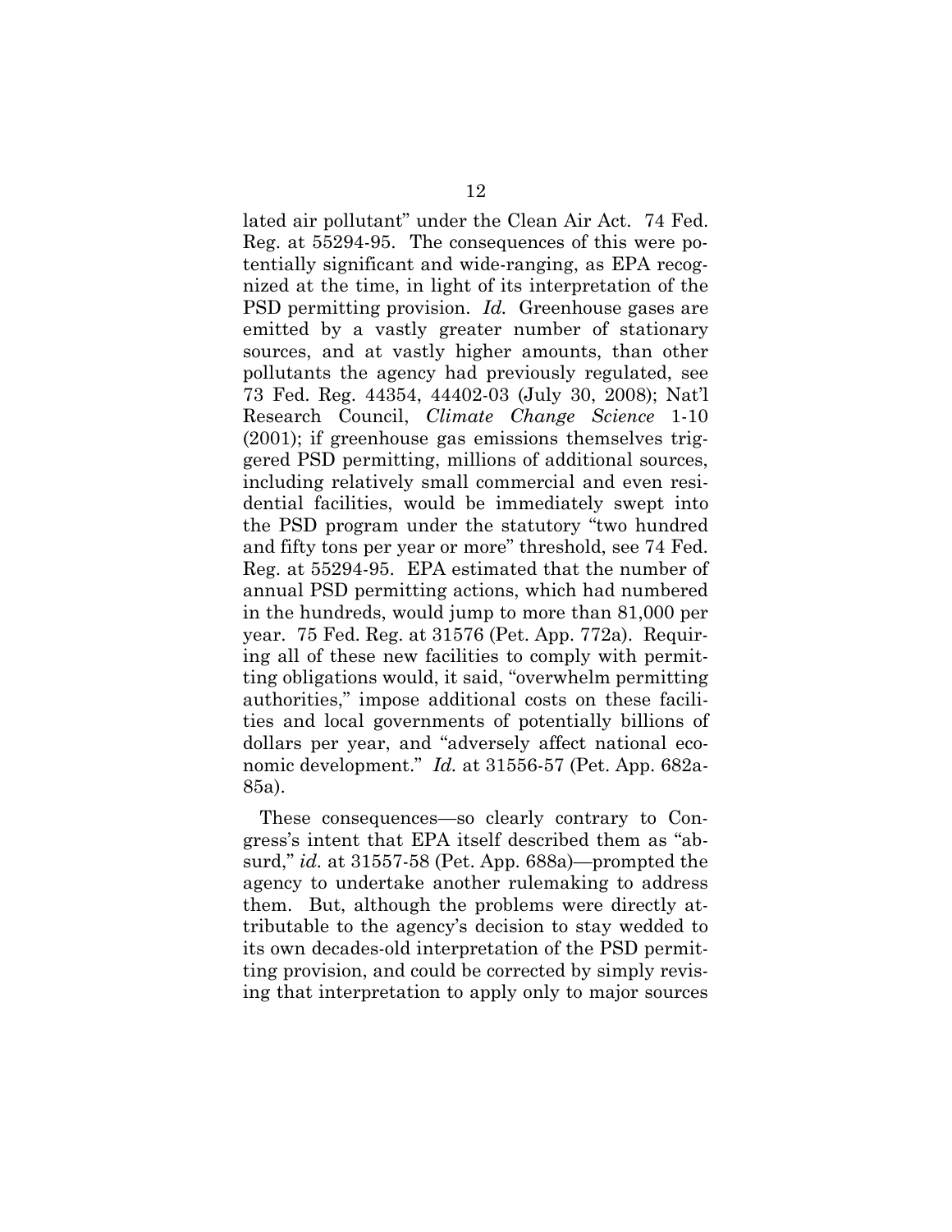lated air pollutant" under the Clean Air Act. 74 Fed. Reg. at 55294-95. The consequences of this were potentially significant and wide-ranging, as EPA recognized at the time, in light of its interpretation of the PSD permitting provision. *Id.* Greenhouse gases are emitted by a vastly greater number of stationary sources, and at vastly higher amounts, than other pollutants the agency had previously regulated, see 73 Fed. Reg. 44354, 44402-03 (July 30, 2008); Nat'l Research Council, *Climate Change Science* 1-10 (2001); if greenhouse gas emissions themselves triggered PSD permitting, millions of additional sources, including relatively small commercial and even residential facilities, would be immediately swept into the PSD program under the statutory "two hundred and fifty tons per year or more" threshold, see 74 Fed. Reg. at 55294-95. EPA estimated that the number of annual PSD permitting actions, which had numbered in the hundreds, would jump to more than 81,000 per year. 75 Fed. Reg. at 31576 (Pet. App. 772a). Requiring all of these new facilities to comply with permitting obligations would, it said, "overwhelm permitting authorities," impose additional costs on these facilities and local governments of potentially billions of dollars per year, and "adversely affect national economic development." *Id.* at 31556-57 (Pet. App. 682a-85a).

These consequences—so clearly contrary to Congress's intent that EPA itself described them as "absurd," *id.* at 31557-58 (Pet. App. 688a)—prompted the agency to undertake another rulemaking to address them. But, although the problems were directly attributable to the agency's decision to stay wedded to its own decades-old interpretation of the PSD permitting provision, and could be corrected by simply revising that interpretation to apply only to major sources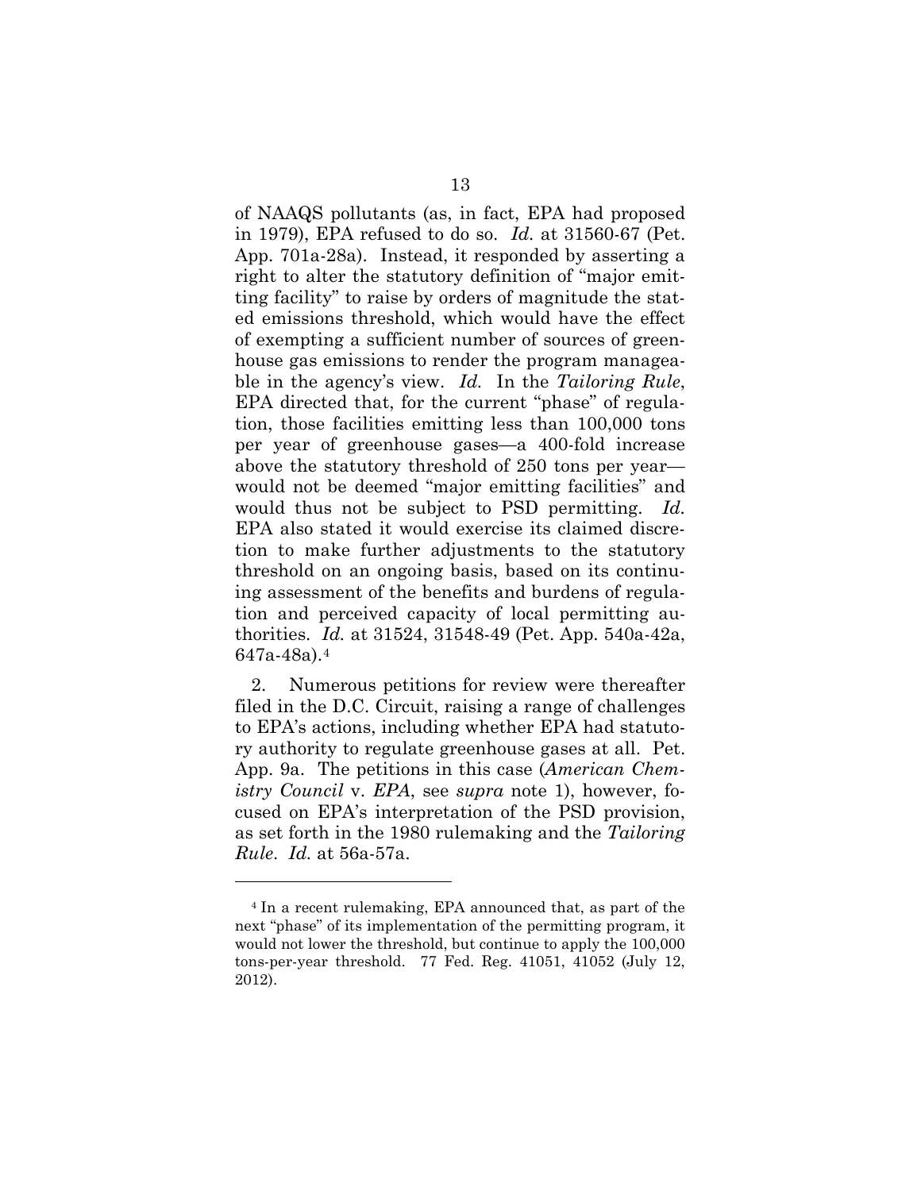of NAAQS pollutants (as, in fact, EPA had proposed in 1979), EPA refused to do so. *Id.* at 31560-67 (Pet. App. 701a-28a). Instead, it responded by asserting a right to alter the statutory definition of "major emitting facility" to raise by orders of magnitude the stated emissions threshold, which would have the effect of exempting a sufficient number of sources of greenhouse gas emissions to render the program manageable in the agency's view. *Id.* In the *Tailoring Rule*, EPA directed that, for the current "phase" of regulation, those facilities emitting less than 100,000 tons per year of greenhouse gases—a 400-fold increase above the statutory threshold of 250 tons per year—would not be deemed "major emitting facilities" and would thus not be subject to PSD permitting. *Id.* EPA also stated it would exercise its claimed discretion to make further adjustments to the statutory threshold on an ongoing basis, based on its continuing assessment of the benefits and burdens of regulation and perceived capacity of local permitting authorities. *Id.* at 31524, 31548-49 (Pet. App. 540a-42a, 647a-48a).[4]

2. Numerous petitions for review were thereafter filed in the D.C. Circuit, raising a range of challenges to EPA's actions, including whether EPA had statutory authority to regulate greenhouse gases at all. Pet. App. 9a. The petitions in this case (*American Chemistry Council* v. *EPA*, see *supra* note 1), however, focused on EPA's interpretation of the PSD provision, as set forth in the 1980 rulemaking and the *Tailoring Rule*. *Id.* at 56a-57a.

---

[4] In a recent rulemaking, EPA announced that, as part of the next "phase" of its implementation of the permitting program, it would not lower the threshold, but continue to apply the 100,000 tons-per-year threshold. 77 Fed. Reg. 41051, 41052 (July 12, 2012).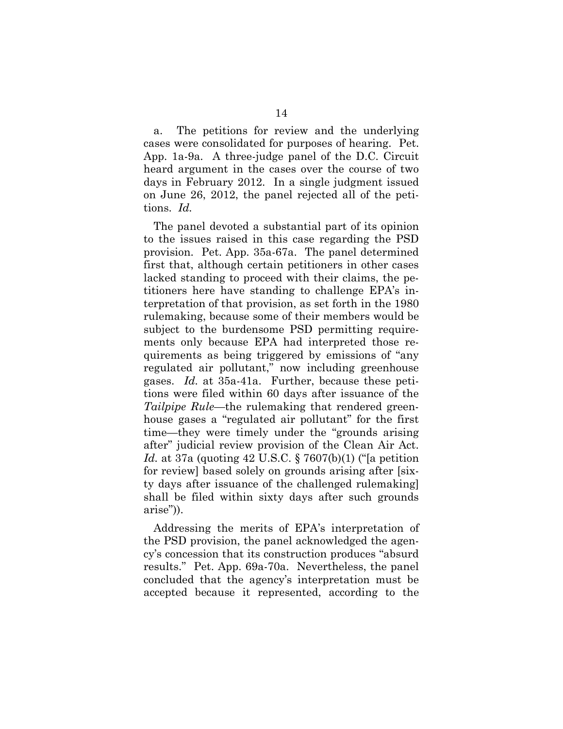a. The petitions for review and the underlying cases were consolidated for purposes of hearing. Pet. App. 1a-9a. A three-judge panel of the D.C. Circuit heard argument in the cases over the course of two days in February 2012. In a single judgment issued on June 26, 2012, the panel rejected all of the petitions. *Id.*

The panel devoted a substantial part of its opinion to the issues raised in this case regarding the PSD provision. Pet. App. 35a-67a. The panel determined first that, although certain petitioners in other cases lacked standing to proceed with their claims, the petitioners here have standing to challenge EPA's interpretation of that provision, as set forth in the 1980 rulemaking, because some of their members would be subject to the burdensome PSD permitting requirements only because EPA had interpreted those requirements as being triggered by emissions of "any regulated air pollutant," now including greenhouse gases. *Id.* at 35a-41a. Further, because these petitions were filed within 60 days after issuance of the *Tailpipe Rule*—the rulemaking that rendered greenhouse gases a "regulated air pollutant" for the first time—they were timely under the "grounds arising after" judicial review provision of the Clean Air Act. *Id.* at 37a (quoting 42 U.S.C. § 7607(b)(1) ("[a petition for review] based solely on grounds arising after [sixty days after issuance of the challenged rulemaking] shall be filed within sixty days after such grounds arise")).

Addressing the merits of EPA's interpretation of the PSD provision, the panel acknowledged the agency's concession that its construction produces "absurd results." Pet. App. 69a-70a. Nevertheless, the panel concluded that the agency's interpretation must be accepted because it represented, according to the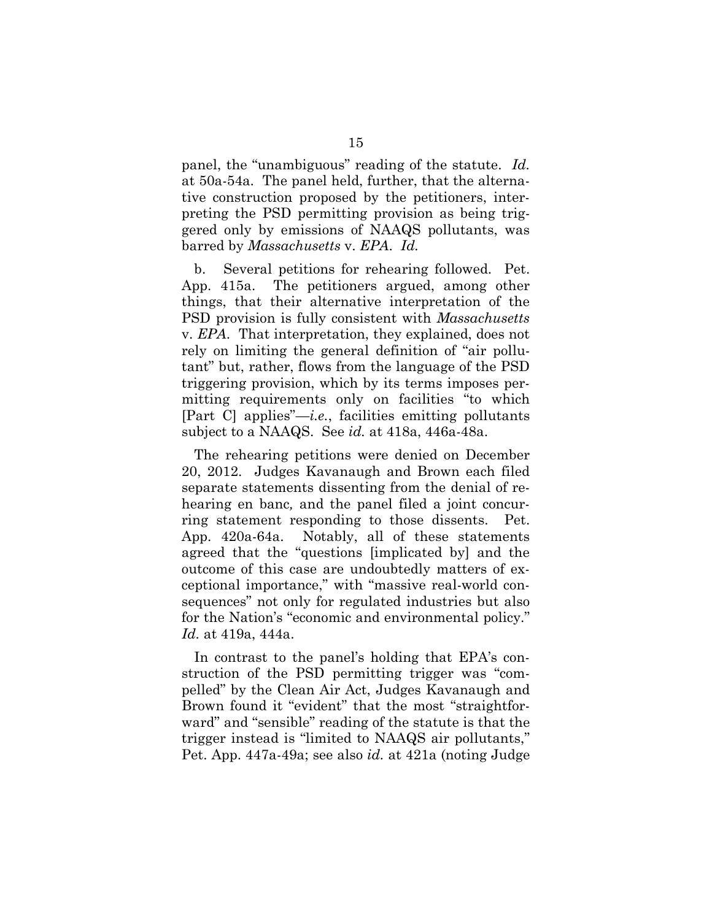panel, the "unambiguous" reading of the statute. *Id.* at 50a-54a. The panel held, further, that the alternative construction proposed by the petitioners, interpreting the PSD permitting provision as being triggered only by emissions of NAAQS pollutants, was barred by *Massachusetts* v. *EPA*. *Id.*

b. Several petitions for rehearing followed. Pet. App. 415a. The petitioners argued, among other things, that their alternative interpretation of the PSD provision is fully consistent with *Massachusetts* v. *EPA*. That interpretation, they explained, does not rely on limiting the general definition of "air pollutant" but, rather, flows from the language of the PSD triggering provision, which by its terms imposes permitting requirements only on facilities "to which [Part C] applies"—*i.e.*, facilities emitting pollutants subject to a NAAQS. See *id.* at 418a, 446a-48a.

The rehearing petitions were denied on December 20, 2012. Judges Kavanaugh and Brown each filed separate statements dissenting from the denial of rehearing en banc*,* and the panel filed a joint concurring statement responding to those dissents. Pet. App. 420a-64a. Notably, all of these statements agreed that the "questions [implicated by] and the outcome of this case are undoubtedly matters of exceptional importance," with "massive real-world consequences" not only for regulated industries but also for the Nation's "economic and environmental policy." *Id.* at 419a, 444a.

In contrast to the panel's holding that EPA's construction of the PSD permitting trigger was "compelled" by the Clean Air Act, Judges Kavanaugh and Brown found it "evident" that the most "straightforward" and "sensible" reading of the statute is that the trigger instead is "limited to NAAQS air pollutants," Pet. App. 447a-49a; see also *id.* at 421a (noting Judge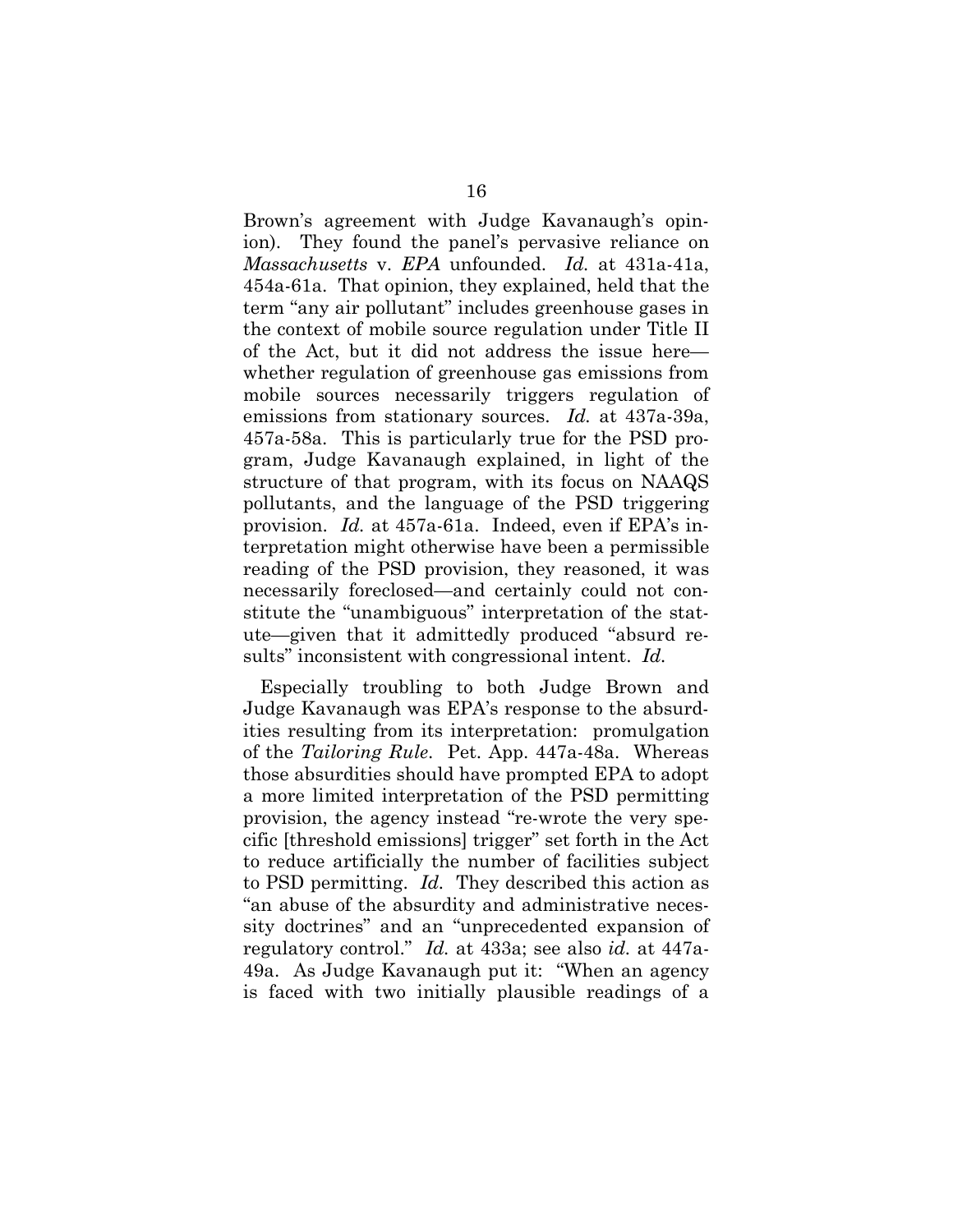Brown's agreement with Judge Kavanaugh's opinion). They found the panel's pervasive reliance on *Massachusetts* v. *EPA* unfounded. *Id.* at 431a-41a, 454a-61a. That opinion, they explained, held that the term "any air pollutant" includes greenhouse gases in the context of mobile source regulation under Title II of the Act, but it did not address the issue here—whether regulation of greenhouse gas emissions from mobile sources necessarily triggers regulation of emissions from stationary sources. *Id.* at 437a-39a, 457a-58a. This is particularly true for the PSD program, Judge Kavanaugh explained, in light of the structure of that program, with its focus on NAAQS pollutants, and the language of the PSD triggering provision. *Id.* at 457a-61a. Indeed, even if EPA's interpretation might otherwise have been a permissible reading of the PSD provision, they reasoned, it was necessarily foreclosed—and certainly could not constitute the "unambiguous" interpretation of the statute—given that it admittedly produced "absurd results" inconsistent with congressional intent. *Id.*

Especially troubling to both Judge Brown and Judge Kavanaugh was EPA's response to the absurdities resulting from its interpretation: promulgation of the *Tailoring Rule*. Pet. App. 447a-48a. Whereas those absurdities should have prompted EPA to adopt a more limited interpretation of the PSD permitting provision, the agency instead "re-wrote the very specific [threshold emissions] trigger" set forth in the Act to reduce artificially the number of facilities subject to PSD permitting. *Id.* They described this action as "an abuse of the absurdity and administrative necessity doctrines" and an "unprecedented expansion of regulatory control." *Id.* at 433a; see also *id.* at 447a-49a. As Judge Kavanaugh put it: "When an agency is faced with two initially plausible readings of a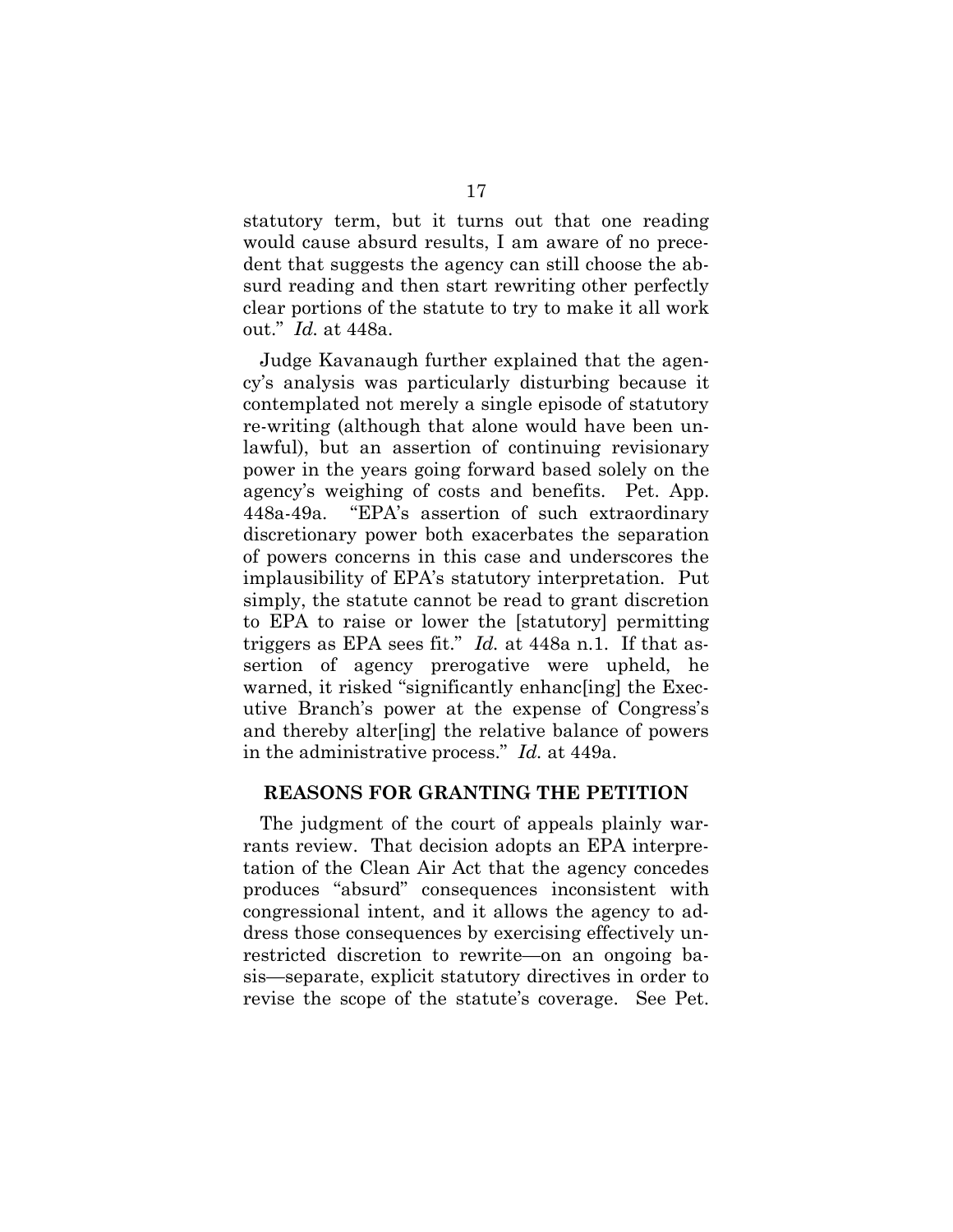statutory term, but it turns out that one reading would cause absurd results, I am aware of no precedent that suggests the agency can still choose the absurd reading and then start rewriting other perfectly clear portions of the statute to try to make it all work out." *Id.* at 448a.

Judge Kavanaugh further explained that the agency's analysis was particularly disturbing because it contemplated not merely a single episode of statutory re-writing (although that alone would have been unlawful), but an assertion of continuing revisionary power in the years going forward based solely on the agency's weighing of costs and benefits. Pet. App. 448a-49a. "EPA's assertion of such extraordinary discretionary power both exacerbates the separation of powers concerns in this case and underscores the implausibility of EPA's statutory interpretation. Put simply, the statute cannot be read to grant discretion to EPA to raise or lower the [statutory] permitting triggers as EPA sees fit." *Id.* at 448a n.1. If that assertion of agency prerogative were upheld, he warned, it risked "significantly enhanc[ing] the Executive Branch's power at the expense of Congress's and thereby alter[ing] the relative balance of powers in the administrative process." *Id.* at 449a.

## REASONS FOR GRANTING THE PETITION

The judgment of the court of appeals plainly warrants review. That decision adopts an EPA interpretation of the Clean Air Act that the agency concedes produces "absurd" consequences inconsistent with congressional intent, and it allows the agency to address those consequences by exercising effectively unrestricted discretion to rewrite—on an ongoing basis—separate, explicit statutory directives in order to revise the scope of the statute's coverage. See Pet.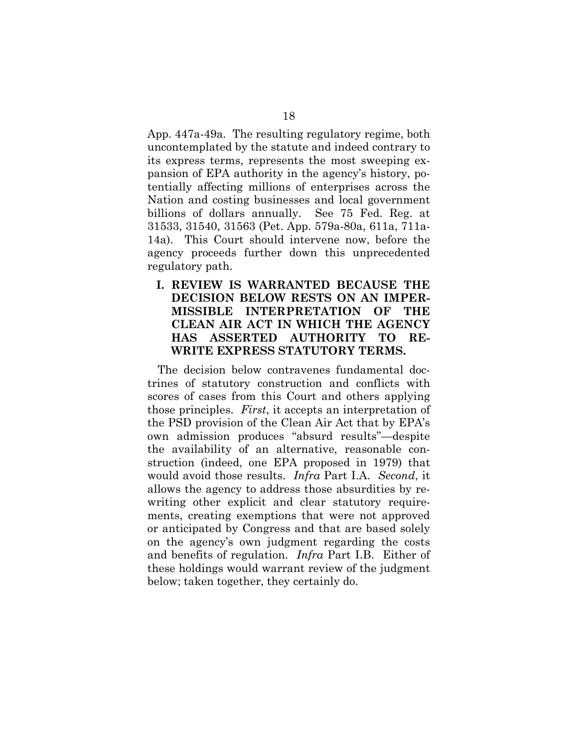App. 447a-49a. The resulting regulatory regime, both uncontemplated by the statute and indeed contrary to its express terms, represents the most sweeping expansion of EPA authority in the agency's history, potentially affecting millions of enterprises across the Nation and costing businesses and local government billions of dollars annually. See 75 Fed. Reg. at 31533, 31540, 31563 (Pet. App. 579a-80a, 611a, 711a-14a). This Court should intervene now, before the agency proceeds further down this unprecedented regulatory path.

## I. REVIEW IS WARRANTED BECAUSE THE DECISION BELOW RESTS ON AN IMPERMISSIBLE INTERPRETATION OF THE CLEAN AIR ACT IN WHICH THE AGENCY HAS ASSERTED AUTHORITY TO REWRITE EXPRESS STATUTORY TERMS.

The decision below contravenes fundamental doctrines of statutory construction and conflicts with scores of cases from this Court and others applying those principles. *First*, it accepts an interpretation of the PSD provision of the Clean Air Act that by EPA's own admission produces "absurd results"—despite the availability of an alternative, reasonable construction (indeed, one EPA proposed in 1979) that would avoid those results. *Infra* Part I.A. *Second*, it allows the agency to address those absurdities by rewriting other explicit and clear statutory requirements, creating exemptions that were not approved or anticipated by Congress and that are based solely on the agency's own judgment regarding the costs and benefits of regulation. *Infra* Part I.B. Either of these holdings would warrant review of the judgment below; taken together, they certainly do.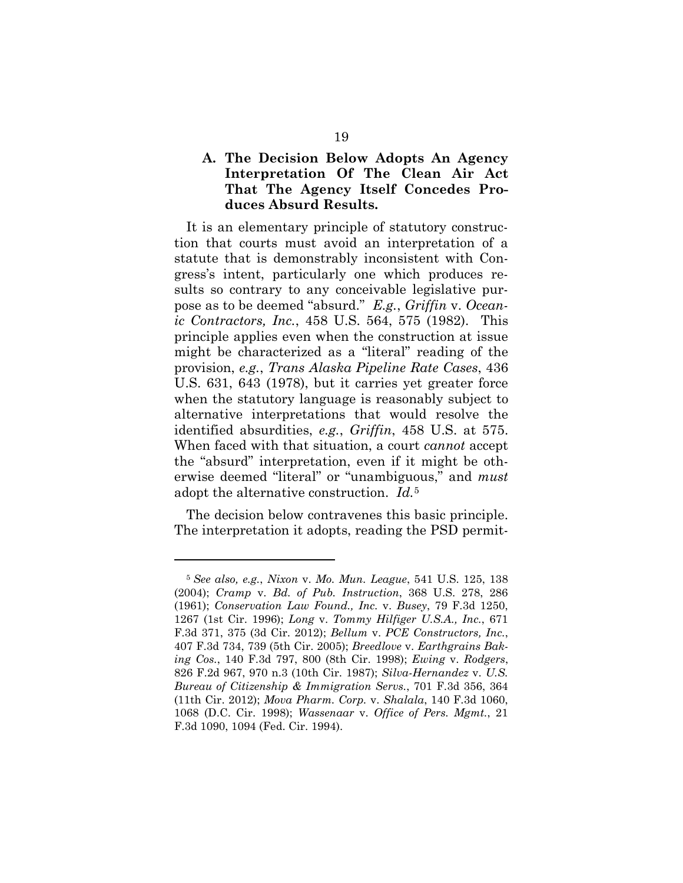### A. The Decision Below Adopts An Agency Interpretation Of The Clean Air Act That The Agency Itself Concedes Produces Absurd Results.

It is an elementary principle of statutory construction that courts must avoid an interpretation of a statute that is demonstrably inconsistent with Congress's intent, particularly one which produces results so contrary to any conceivable legislative purpose as to be deemed "absurd." *E.g.*, *Griffin* v. *Oceanic Contractors, Inc.*, 458 U.S. 564, 575 (1982). This principle applies even when the construction at issue might be characterized as a "literal" reading of the provision, *e.g.*, *Trans Alaska Pipeline Rate Cases*, 436 U.S. 631, 643 (1978), but it carries yet greater force when the statutory language is reasonably subject to alternative interpretations that would resolve the identified absurdities, *e.g.*, *Griffin*, 458 U.S. at 575. When faced with that situation, a court *cannot* accept the "absurd" interpretation, even if it might be otherwise deemed "literal" or "unambiguous," and *must* adopt the alternative construction. *Id.*[5]

The decision below contravenes this basic principle. The interpretation it adopts, reading the PSD permit-

---

[5] *See also, e.g.*, *Nixon* v. *Mo. Mun. League*, 541 U.S. 125, 138 (2004); *Cramp* v. *Bd. of Pub. Instruction*, 368 U.S. 278, 286 (1961); *Conservation Law Found., Inc.* v. *Busey*, 79 F.3d 1250, 1267 (1st Cir. 1996); *Long* v. *Tommy Hilfiger U.S.A., Inc.*, 671 F.3d 371, 375 (3d Cir. 2012); *Bellum* v. *PCE Constructors, Inc.*, 407 F.3d 734, 739 (5th Cir. 2005); *Breedlove* v. *Earthgrains Baking Cos.*, 140 F.3d 797, 800 (8th Cir. 1998); *Ewing* v. *Rodgers*, 826 F.2d 967, 970 n.3 (10th Cir. 1987); *Silva-Hernandez* v. *U.S. Bureau of Citizenship & Immigration Servs.*, 701 F.3d 356, 364 (11th Cir. 2012); *Mova Pharm. Corp.* v. *Shalala*, 140 F.3d 1060, 1068 (D.C. Cir. 1998); *Wassenaar* v. *Office of Pers. Mgmt.*, 21 F.3d 1090, 1094 (Fed. Cir. 1994).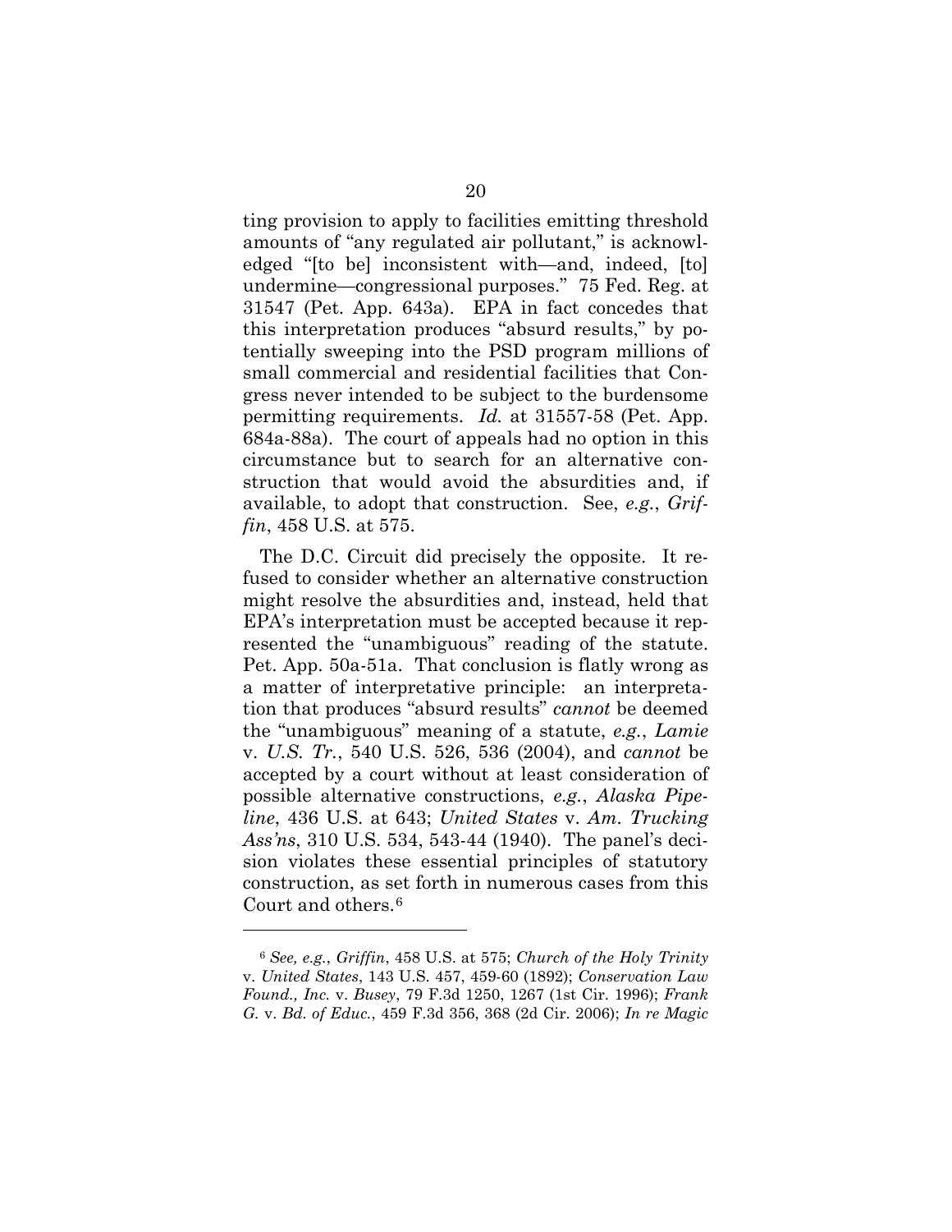ting provision to apply to facilities emitting threshold amounts of "any regulated air pollutant," is acknowledged "[to be] inconsistent with—and, indeed, [to] undermine—congressional purposes." 75 Fed. Reg. at 31547 (Pet. App. 643a). EPA in fact concedes that this interpretation produces "absurd results," by potentially sweeping into the PSD program millions of small commercial and residential facilities that Congress never intended to be subject to the burdensome permitting requirements. *Id.* at 31557-58 (Pet. App. 684a-88a). The court of appeals had no option in this circumstance but to search for an alternative construction that would avoid the absurdities and, if available, to adopt that construction. See, *e.g.*, *Griffin*, 458 U.S. at 575.

The D.C. Circuit did precisely the opposite. It refused to consider whether an alternative construction might resolve the absurdities and, instead, held that EPA's interpretation must be accepted because it represented the "unambiguous" reading of the statute. Pet. App. 50a-51a. That conclusion is flatly wrong as a matter of interpretative principle: an interpretation that produces "absurd results" *cannot* be deemed the "unambiguous" meaning of a statute, *e.g.*, *Lamie* v. *U.S. Tr.*, 540 U.S. 526, 536 (2004), and *cannot* be accepted by a court without at least consideration of possible alternative constructions, *e.g.*, *Alaska Pipeline*, 436 U.S. at 643; *United States* v. *Am. Trucking Ass'ns*, 310 U.S. 534, 543-44 (1940). The panel's decision violates these essential principles of statutory construction, as set forth in numerous cases from this Court and others.[6]

---

[6] *See, e.g.*, *Griffin*, 458 U.S. at 575; *Church of the Holy Trinity* v. *United States*, 143 U.S. 457, 459-60 (1892); *Conservation Law Found., Inc.* v. *Busey*, 79 F.3d 1250, 1267 (1st Cir. 1996); *Frank G.* v. *Bd. of Educ.*, 459 F.3d 356, 368 (2d Cir. 2006); *In re Magic*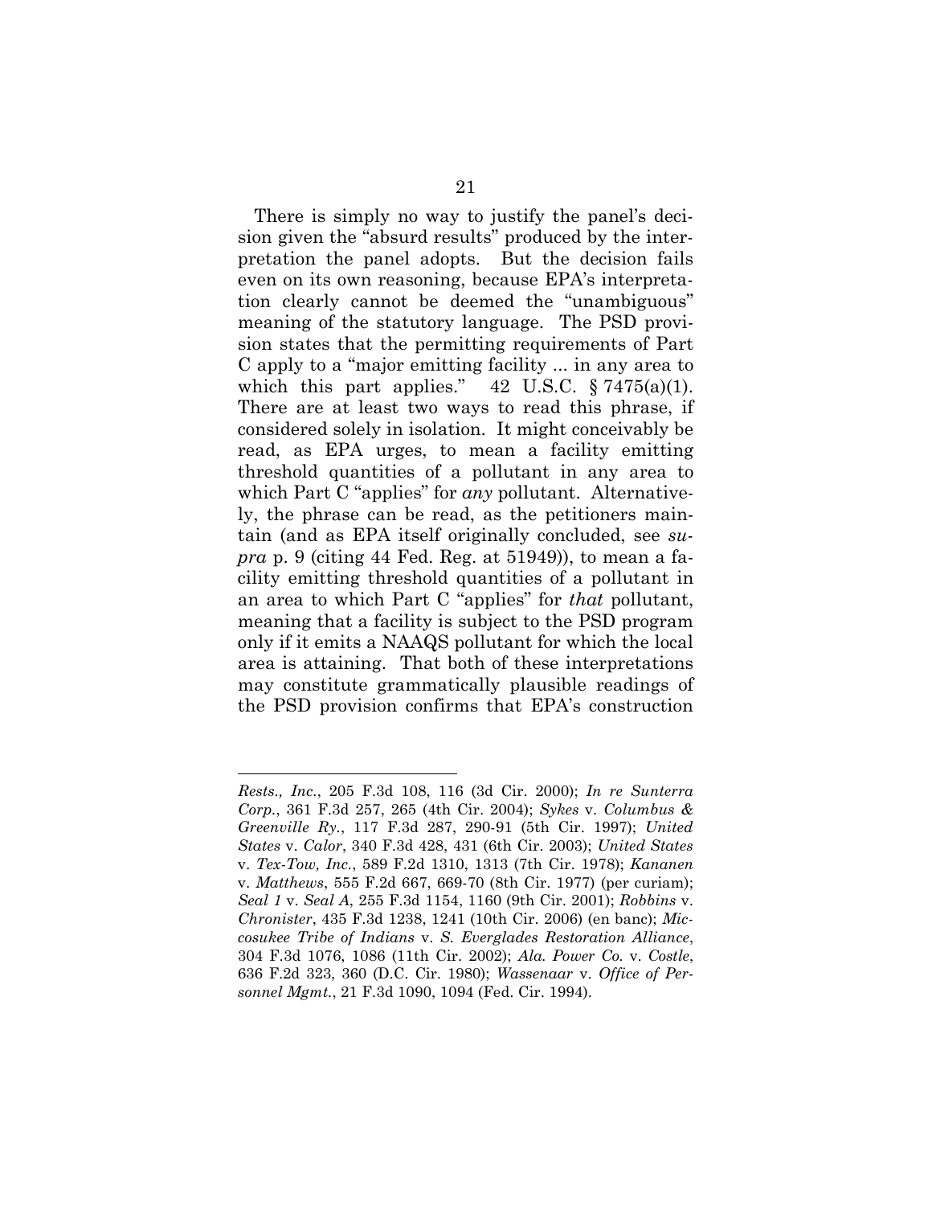There is simply no way to justify the panel's decision given the "absurd results" produced by the interpretation the panel adopts. But the decision fails even on its own reasoning, because EPA's interpretation clearly cannot be deemed the "unambiguous" meaning of the statutory language. The PSD provision states that the permitting requirements of Part C apply to a "major emitting facility ... in any area to which this part applies." 42 U.S.C. § 7475(a)(1). There are at least two ways to read this phrase, if considered solely in isolation. It might conceivably be read, as EPA urges, to mean a facility emitting threshold quantities of a pollutant in any area to which Part C "applies" for *any* pollutant. Alternatively, the phrase can be read, as the petitioners maintain (and as EPA itself originally concluded, see *supra* p. 9 (citing 44 Fed. Reg. at 51949)), to mean a facility emitting threshold quantities of a pollutant in an area to which Part C "applies" for *that* pollutant, meaning that a facility is subject to the PSD program only if it emits a NAAQS pollutant for which the local area is attaining. That both of these interpretations may constitute grammatically plausible readings of the PSD provision confirms that EPA's construction

---

*Rests., Inc.*, 205 F.3d 108, 116 (3d Cir. 2000); *In re Sunterra Corp.*, 361 F.3d 257, 265 (4th Cir. 2004); *Sykes* v. *Columbus & Greenville Ry.*, 117 F.3d 287, 290-91 (5th Cir. 1997); *United States* v. *Calor*, 340 F.3d 428, 431 (6th Cir. 2003); *United States* v. *Tex-Tow, Inc.*, 589 F.2d 1310, 1313 (7th Cir. 1978); *Kananen* v. *Matthews*, 555 F.2d 667, 669-70 (8th Cir. 1977) (per curiam); *Seal 1* v. *Seal A*, 255 F.3d 1154, 1160 (9th Cir. 2001); *Robbins* v. *Chronister*, 435 F.3d 1238, 1241 (10th Cir. 2006) (en banc); *Miccosukee Tribe of Indians* v. *S. Everglades Restoration Alliance*, 304 F.3d 1076, 1086 (11th Cir. 2002); *Ala. Power Co.* v. *Costle*, 636 F.2d 323, 360 (D.C. Cir. 1980); *Wassenaar* v. *Office of Personnel Mgmt.*, 21 F.3d 1090, 1094 (Fed. Cir. 1994).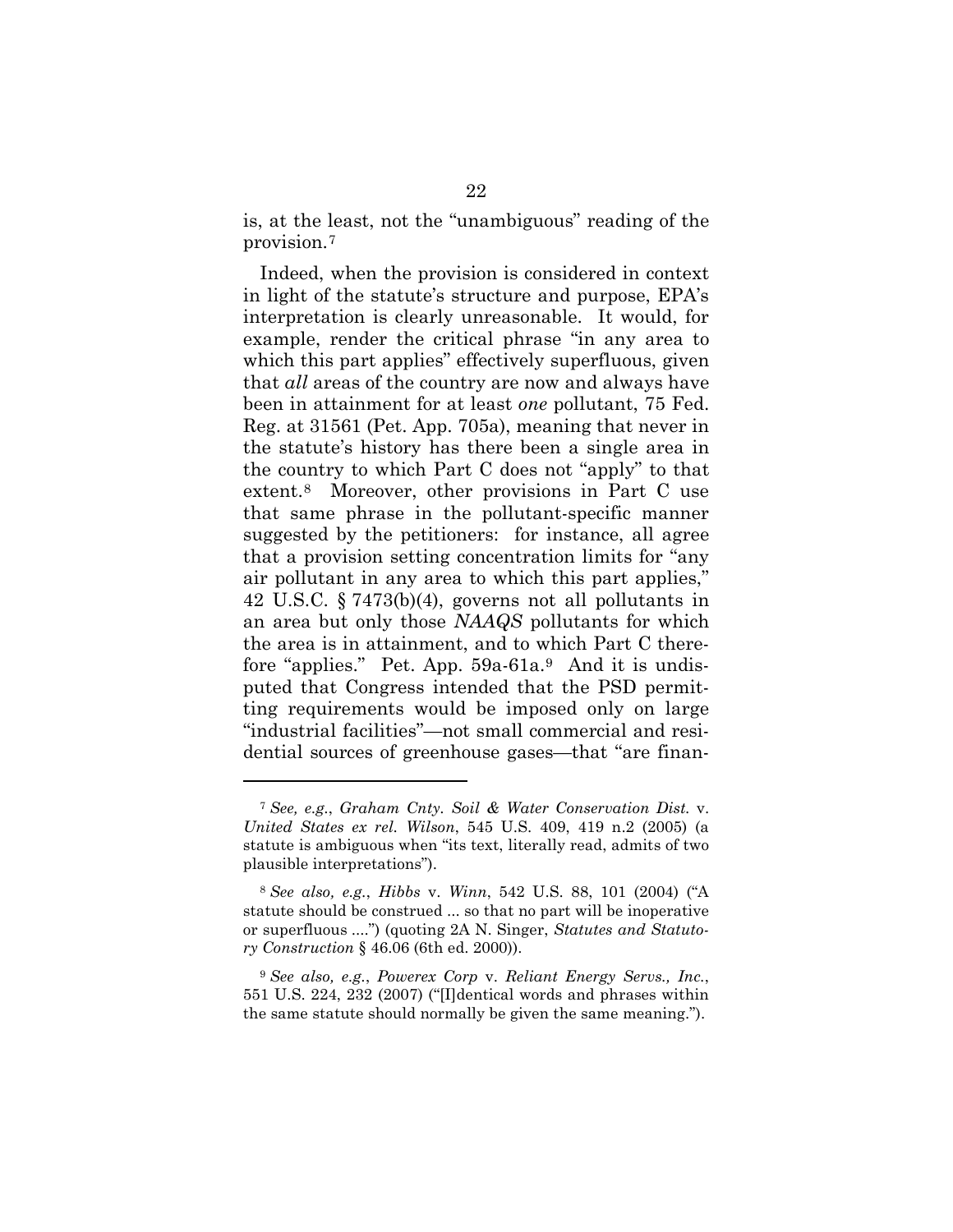is, at the least, not the "unambiguous" reading of the provision.[7]

Indeed, when the provision is considered in context in light of the statute's structure and purpose, EPA's interpretation is clearly unreasonable. It would, for example, render the critical phrase "in any area to which this part applies" effectively superfluous, given that *all* areas of the country are now and always have been in attainment for at least *one* pollutant, 75 Fed. Reg. at 31561 (Pet. App. 705a), meaning that never in the statute's history has there been a single area in the country to which Part C does not "apply" to that extent.[8] Moreover, other provisions in Part C use that same phrase in the pollutant-specific manner suggested by the petitioners: for instance, all agree that a provision setting concentration limits for "any air pollutant in any area to which this part applies," 42 U.S.C. § 7473(b)(4), governs not all pollutants in an area but only those *NAAQS* pollutants for which the area is in attainment, and to which Part C therefore "applies." Pet. App. 59a-61a.[9] And it is undisputed that Congress intended that the PSD permitting requirements would be imposed only on large "industrial facilities"—not small commercial and residential sources of greenhouse gases—that "are finan-

---

[7] *See, e.g.*, *Graham Cnty. Soil & Water Conservation Dist.* v. *United States ex rel. Wilson*, 545 U.S. 409, 419 n.2 (2005) (a statute is ambiguous when "its text, literally read, admits of two plausible interpretations").

[8] *See also, e.g.*, *Hibbs* v. *Winn*, 542 U.S. 88, 101 (2004) ("A statute should be construed ... so that no part will be inoperative or superfluous ....") (quoting 2A N. Singer, *Statutes and Statutory Construction* § 46.06 (6th ed. 2000)).

[9] *See also, e.g.*, *Powerex Corp* v. *Reliant Energy Servs., Inc.*, 551 U.S. 224, 232 (2007) ("[I]dentical words and phrases within the same statute should normally be given the same meaning.").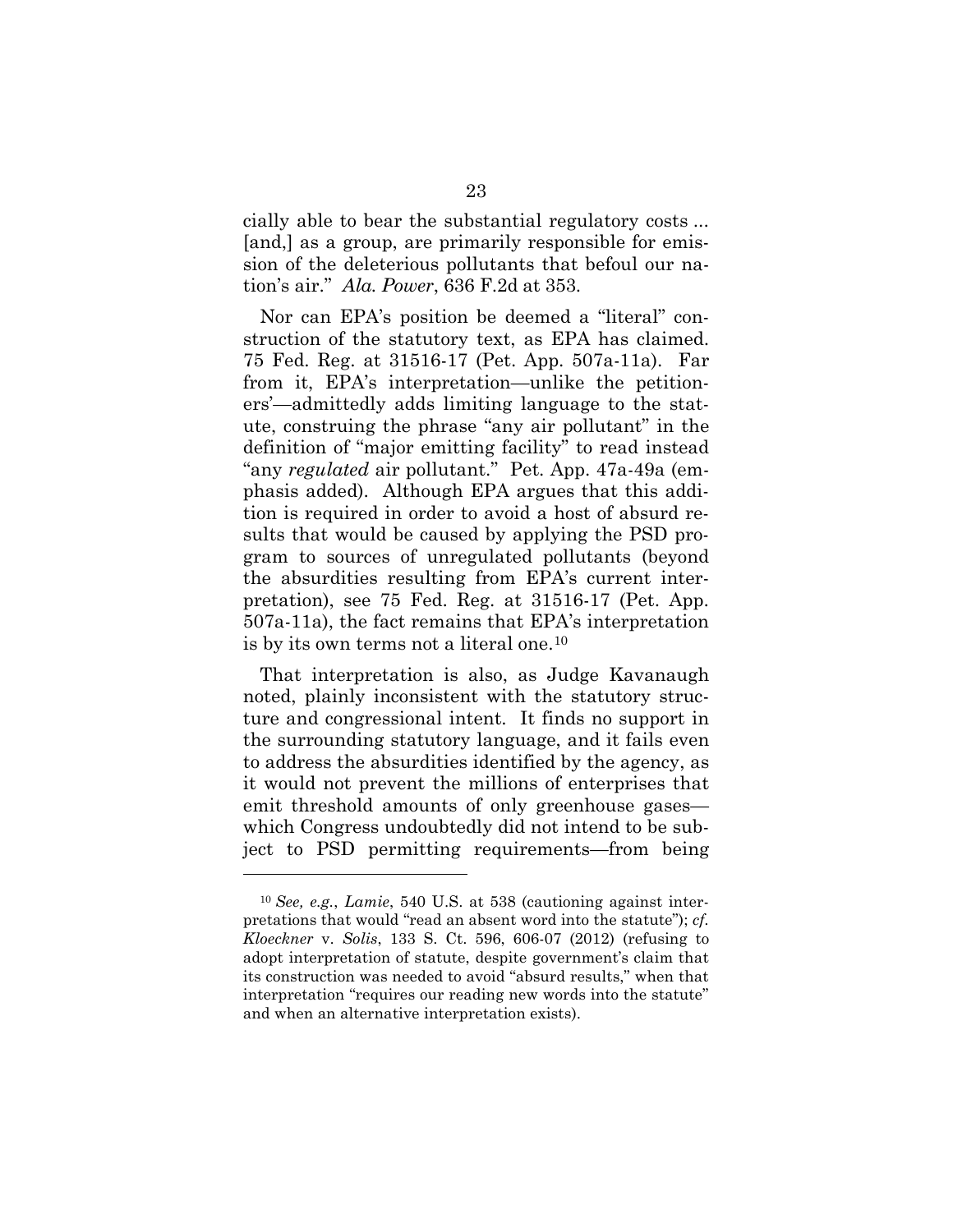cially able to bear the substantial regulatory costs ... [and,] as a group, are primarily responsible for emission of the deleterious pollutants that befoul our nation's air." *Ala. Power*, 636 F.2d at 353.

Nor can EPA's position be deemed a "literal" construction of the statutory text, as EPA has claimed. 75 Fed. Reg. at 31516-17 (Pet. App. 507a-11a). Far from it, EPA's interpretation—unlike the petitioners'—admittedly adds limiting language to the statute, construing the phrase "any air pollutant" in the definition of "major emitting facility" to read instead "any *regulated* air pollutant." Pet. App. 47a-49a (emphasis added). Although EPA argues that this addition is required in order to avoid a host of absurd results that would be caused by applying the PSD program to sources of unregulated pollutants (beyond the absurdities resulting from EPA's current interpretation), see 75 Fed. Reg. at 31516-17 (Pet. App. 507a-11a), the fact remains that EPA's interpretation is by its own terms not a literal one.[10]

That interpretation is also, as Judge Kavanaugh noted, plainly inconsistent with the statutory structure and congressional intent. It finds no support in the surrounding statutory language, and it fails even to address the absurdities identified by the agency, as it would not prevent the millions of enterprises that emit threshold amounts of only greenhouse gases—which Congress undoubtedly did not intend to be subject to PSD permitting requirements—from being

---

[10] *See, e.g.*, *Lamie*, 540 U.S. at 538 (cautioning against interpretations that would "read an absent word into the statute"); *cf. Kloeckner* v. *Solis*, 133 S. Ct. 596, 606-07 (2012) (refusing to adopt interpretation of statute, despite government's claim that its construction was needed to avoid "absurd results," when that interpretation "requires our reading new words into the statute" and when an alternative interpretation exists).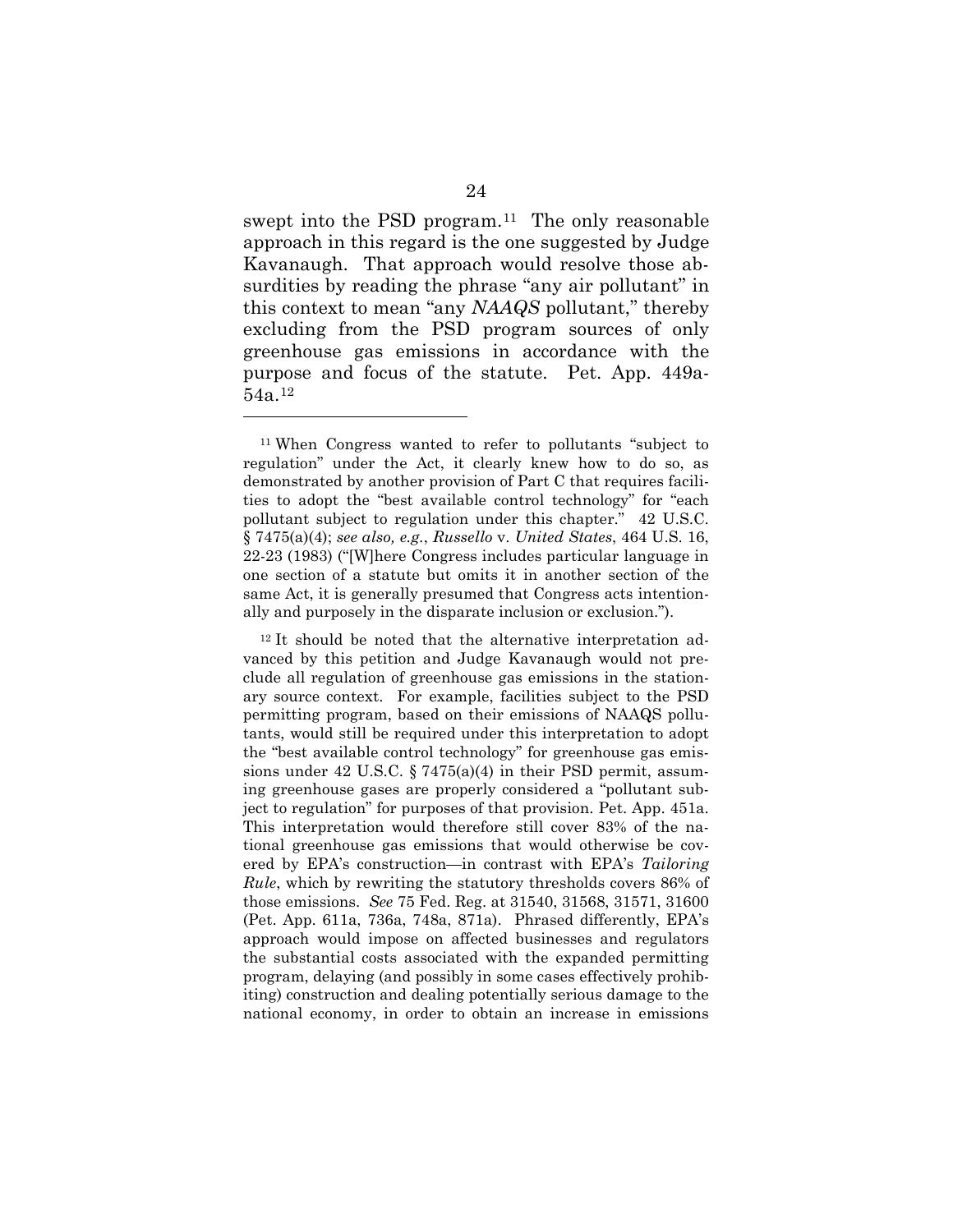swept into the PSD program.[11] The only reasonable approach in this regard is the one suggested by Judge Kavanaugh. That approach would resolve those absurdities by reading the phrase "any air pollutant" in this context to mean "any *NAAQS* pollutant," thereby excluding from the PSD program sources of only greenhouse gas emissions in accordance with the purpose and focus of the statute. Pet. App. 449a-54a.[12]

---

[11] When Congress wanted to refer to pollutants "subject to regulation" under the Act, it clearly knew how to do so, as demonstrated by another provision of Part C that requires facilities to adopt the "best available control technology" for "each pollutant subject to regulation under this chapter." 42 U.S.C. § 7475(a)(4); *see also, e.g.*, *Russello* v. *United States*, 464 U.S. 16, 22-23 (1983) ("[W]here Congress includes particular language in one section of a statute but omits it in another section of the same Act, it is generally presumed that Congress acts intentionally and purposely in the disparate inclusion or exclusion.").

[12] It should be noted that the alternative interpretation advanced by this petition and Judge Kavanaugh would not preclude all regulation of greenhouse gas emissions in the stationary source context. For example, facilities subject to the PSD permitting program, based on their emissions of NAAQS pollutants, would still be required under this interpretation to adopt the "best available control technology" for greenhouse gas emissions under 42 U.S.C. § 7475(a)(4) in their PSD permit, assuming greenhouse gases are properly considered a "pollutant subject to regulation" for purposes of that provision. Pet. App. 451a. This interpretation would therefore still cover 83% of the national greenhouse gas emissions that would otherwise be covered by EPA's construction—in contrast with EPA's *Tailoring Rule*, which by rewriting the statutory thresholds covers 86% of those emissions. *See* 75 Fed. Reg. at 31540, 31568, 31571, 31600 (Pet. App. 611a, 736a, 748a, 871a). Phrased differently, EPA's approach would impose on affected businesses and regulators the substantial costs associated with the expanded permitting program, delaying (and possibly in some cases effectively prohibiting) construction and dealing potentially serious damage to the national economy, in order to obtain an increase in emissions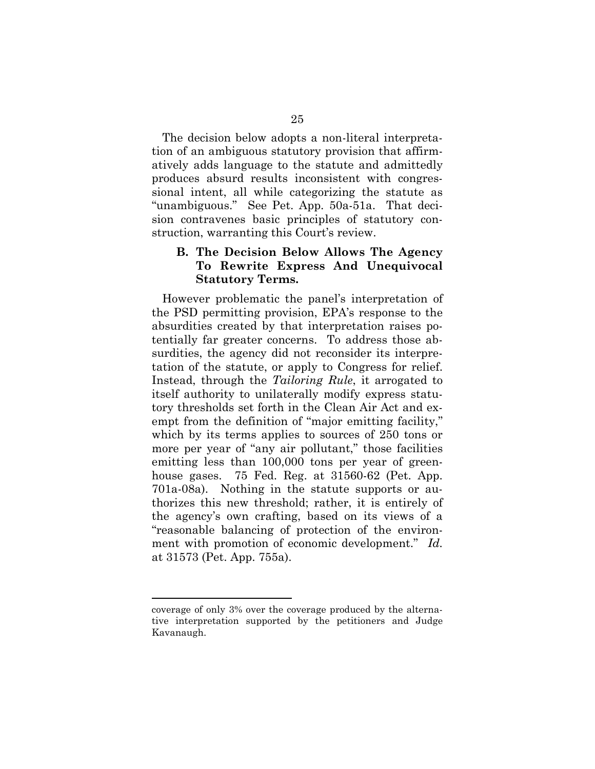The decision below adopts a non-literal interpretation of an ambiguous statutory provision that affirmatively adds language to the statute and admittedly produces absurd results inconsistent with congressional intent, all while categorizing the statute as "unambiguous." See Pet. App. 50a-51a. That decision contravenes basic principles of statutory construction, warranting this Court's review.

### B. The Decision Below Allows The Agency To Rewrite Express And Unequivocal Statutory Terms.

However problematic the panel's interpretation of the PSD permitting provision, EPA's response to the absurdities created by that interpretation raises potentially far greater concerns. To address those absurdities, the agency did not reconsider its interpretation of the statute, or apply to Congress for relief. Instead, through the *Tailoring Rule*, it arrogated to itself authority to unilaterally modify express statutory thresholds set forth in the Clean Air Act and exempt from the definition of "major emitting facility," which by its terms applies to sources of 250 tons or more per year of "any air pollutant," those facilities emitting less than 100,000 tons per year of greenhouse gases. 75 Fed. Reg. at 31560-62 (Pet. App. 701a-08a). Nothing in the statute supports or authorizes this new threshold; rather, it is entirely of the agency's own crafting, based on its views of a "reasonable balancing of protection of the environment with promotion of economic development." *Id.* at 31573 (Pet. App. 755a).

---

coverage of only 3% over the coverage produced by the alternative interpretation supported by the petitioners and Judge Kavanaugh.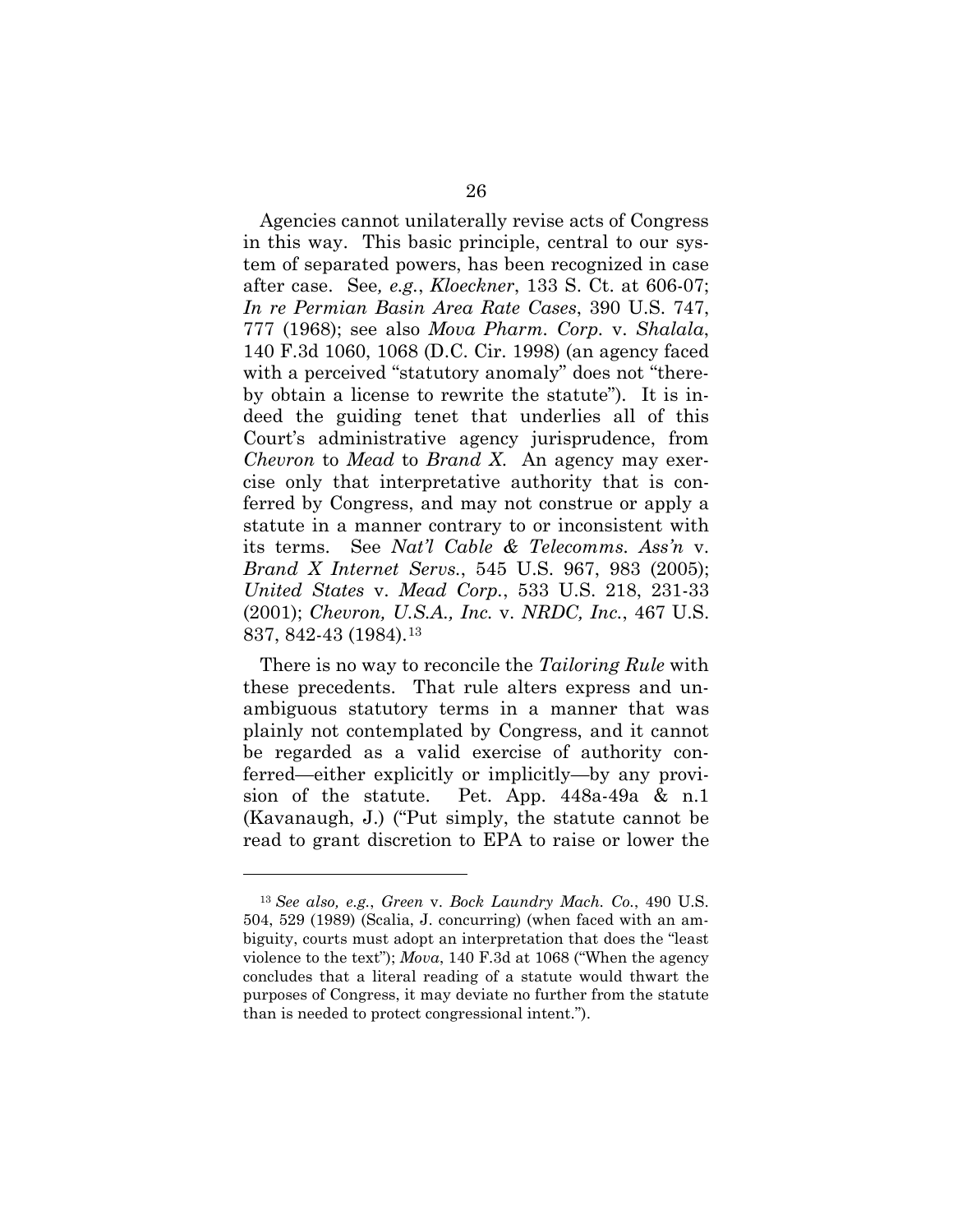Agencies cannot unilaterally revise acts of Congress in this way. This basic principle, central to our system of separated powers, has been recognized in case after case. See*, e.g.*, *Kloeckner*, 133 S. Ct. at 606-07; *In re Permian Basin Area Rate Cases*, 390 U.S. 747, 777 (1968); see also *Mova Pharm. Corp.* v. *Shalala*, 140 F.3d 1060, 1068 (D.C. Cir. 1998) (an agency faced with a perceived "statutory anomaly" does not "thereby obtain a license to rewrite the statute"). It is indeed the guiding tenet that underlies all of this Court's administrative agency jurisprudence, from *Chevron* to *Mead* to *Brand X.* An agency may exercise only that interpretative authority that is conferred by Congress, and may not construe or apply a statute in a manner contrary to or inconsistent with its terms. See *Nat'l Cable & Telecomms. Ass'n* v. *Brand X Internet Servs.*, 545 U.S. 967, 983 (2005); *United States* v. *Mead Corp.*, 533 U.S. 218, 231-33 (2001); *Chevron, U.S.A., Inc.* v. *NRDC, Inc.*, 467 U.S. 837, 842-43 (1984).[13]

There is no way to reconcile the *Tailoring Rule* with these precedents. That rule alters express and unambiguous statutory terms in a manner that was plainly not contemplated by Congress, and it cannot be regarded as a valid exercise of authority conferred—either explicitly or implicitly—by any provision of the statute. Pet. App. 448a-49a & n.1 (Kavanaugh, J.) ("Put simply, the statute cannot be read to grant discretion to EPA to raise or lower the

---

[13] *See also, e.g.*, *Green* v. *Bock Laundry Mach. Co.*, 490 U.S. 504, 529 (1989) (Scalia, J. concurring) (when faced with an ambiguity, courts must adopt an interpretation that does the "least violence to the text"); *Mova*, 140 F.3d at 1068 ("When the agency concludes that a literal reading of a statute would thwart the purposes of Congress, it may deviate no further from the statute than is needed to protect congressional intent.").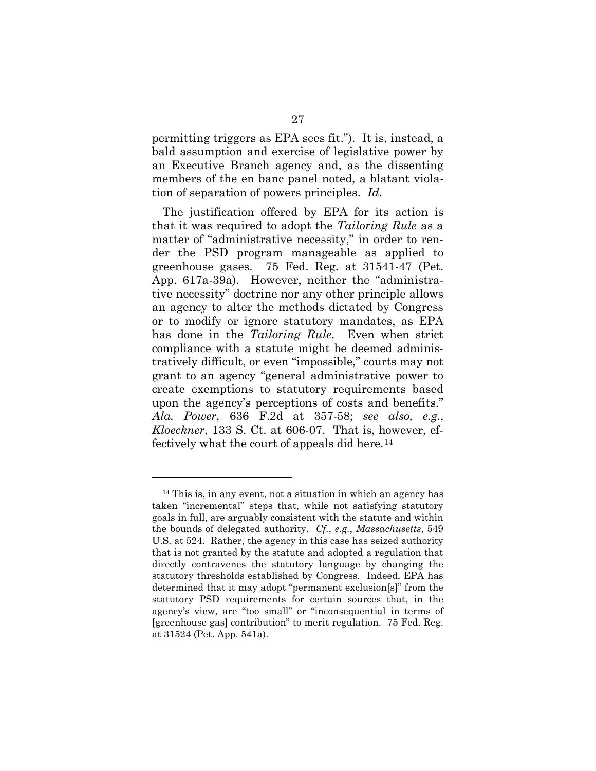permitting triggers as EPA sees fit."). It is, instead, a bald assumption and exercise of legislative power by an Executive Branch agency and, as the dissenting members of the en banc panel noted, a blatant violation of separation of powers principles. *Id.*

The justification offered by EPA for its action is that it was required to adopt the *Tailoring Rule* as a matter of "administrative necessity," in order to render the PSD program manageable as applied to greenhouse gases. 75 Fed. Reg. at 31541-47 (Pet. App. 617a-39a). However, neither the "administrative necessity" doctrine nor any other principle allows an agency to alter the methods dictated by Congress or to modify or ignore statutory mandates, as EPA has done in the *Tailoring Rule*. Even when strict compliance with a statute might be deemed administratively difficult, or even "impossible," courts may not grant to an agency "general administrative power to create exemptions to statutory requirements based upon the agency's perceptions of costs and benefits." *Ala. Power*, 636 F.2d at 357-58; *see also, e.g.*, *Kloeckner*, 133 S. Ct. at 606-07. That is, however, effectively what the court of appeals did here.[14]

---

[14] This is, in any event, not a situation in which an agency has taken "incremental" steps that, while not satisfying statutory goals in full, are arguably consistent with the statute and within the bounds of delegated authority. *Cf., e.g.*, *Massachusetts*, 549 U.S. at 524. Rather, the agency in this case has seized authority that is not granted by the statute and adopted a regulation that directly contravenes the statutory language by changing the statutory thresholds established by Congress. Indeed, EPA has determined that it may adopt "permanent exclusion[s]" from the statutory PSD requirements for certain sources that, in the agency's view, are "too small" or "inconsequential in terms of [greenhouse gas] contribution" to merit regulation. 75 Fed. Reg. at 31524 (Pet. App. 541a).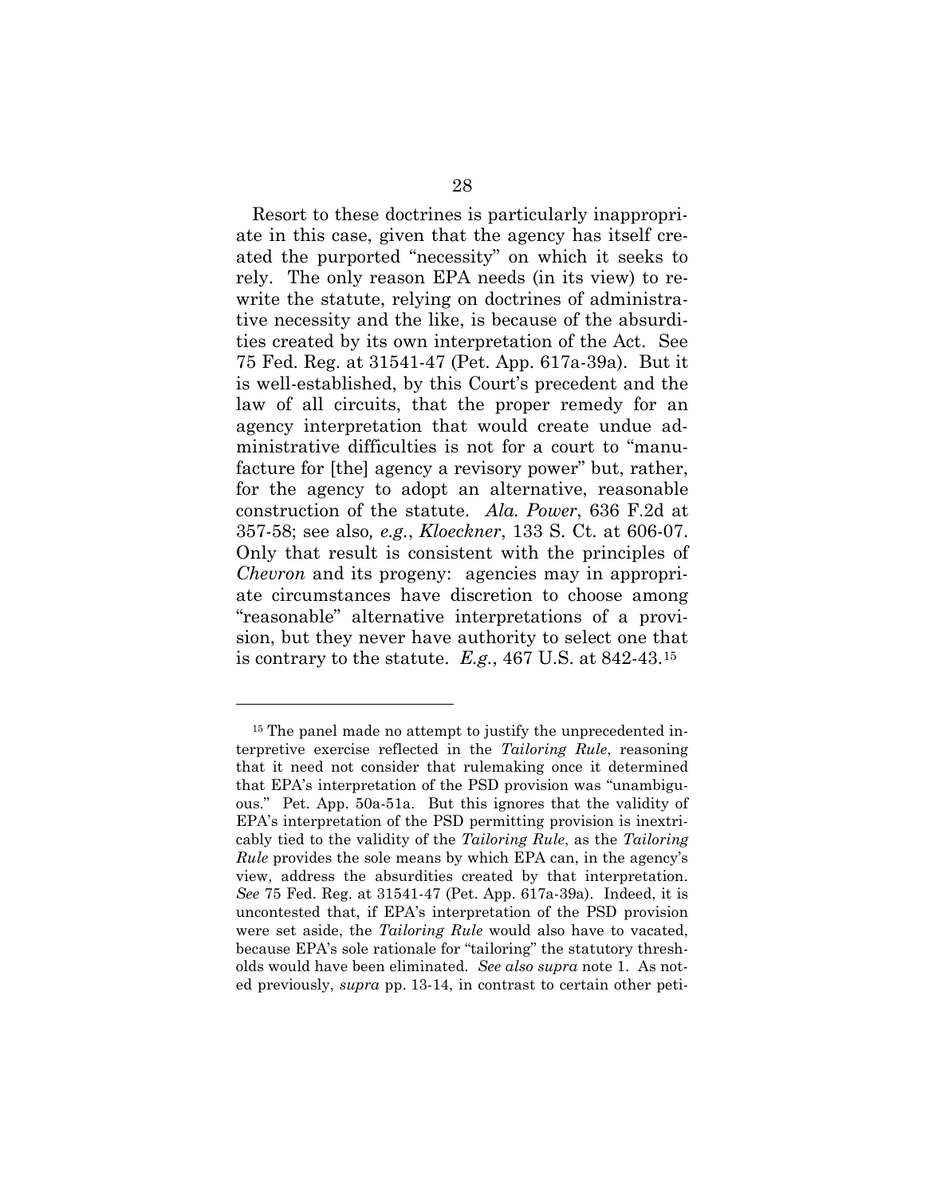Resort to these doctrines is particularly inappropriate in this case, given that the agency has itself created the purported "necessity" on which it seeks to rely. The only reason EPA needs (in its view) to rewrite the statute, relying on doctrines of administrative necessity and the like, is because of the absurdities created by its own interpretation of the Act. See 75 Fed. Reg. at 31541-47 (Pet. App. 617a-39a). But it is well-established, by this Court's precedent and the law of all circuits, that the proper remedy for an agency interpretation that would create undue administrative difficulties is not for a court to "manufacture for [the] agency a revisory power" but, rather, for the agency to adopt an alternative, reasonable construction of the statute. *Ala. Power*, 636 F.2d at 357-58; see also*, e.g.*, *Kloeckner*, 133 S. Ct. at 606-07. Only that result is consistent with the principles of *Chevron* and its progeny: agencies may in appropriate circumstances have discretion to choose among "reasonable" alternative interpretations of a provision, but they never have authority to select one that is contrary to the statute. *E.g.*, 467 U.S. at 842-43.[15]

---

[15] The panel made no attempt to justify the unprecedented interpretive exercise reflected in the *Tailoring Rule*, reasoning that it need not consider that rulemaking once it determined that EPA's interpretation of the PSD provision was "unambiguous." Pet. App. 50a-51a. But this ignores that the validity of EPA's interpretation of the PSD permitting provision is inextricably tied to the validity of the *Tailoring Rule*, as the *Tailoring Rule* provides the sole means by which EPA can, in the agency's view, address the absurdities created by that interpretation. *See* 75 Fed. Reg. at 31541-47 (Pet. App. 617a-39a). Indeed, it is uncontested that, if EPA's interpretation of the PSD provision were set aside, the *Tailoring Rule* would also have to vacated, because EPA's sole rationale for "tailoring" the statutory thresholds would have been eliminated. *See also supra* note 1. As noted previously, *supra* pp. 13-14, in contrast to certain other peti-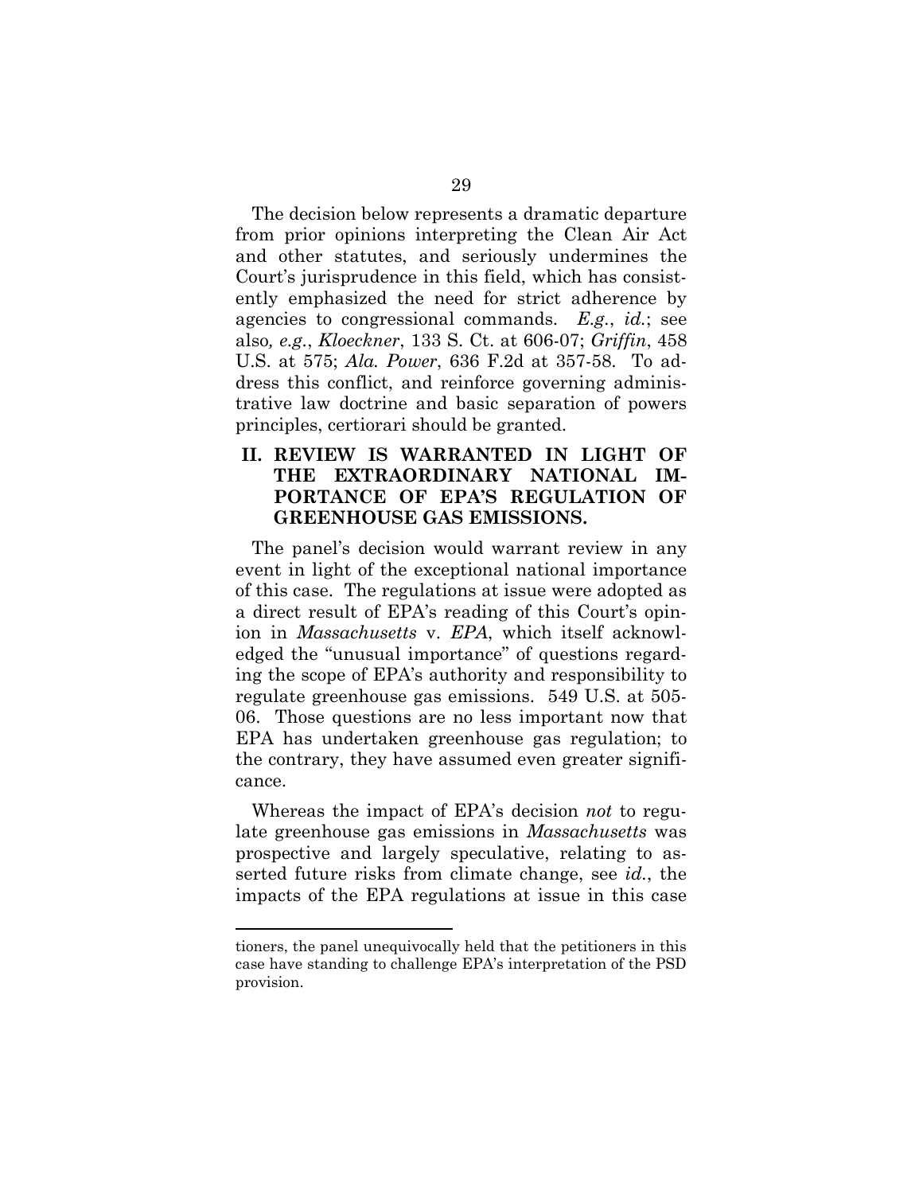The decision below represents a dramatic departure from prior opinions interpreting the Clean Air Act and other statutes, and seriously undermines the Court's jurisprudence in this field, which has consistently emphasized the need for strict adherence by agencies to congressional commands. *E.g.*, *id.*; see also*, e.g.*, *Kloeckner*, 133 S. Ct. at 606-07; *Griffin*, 458 U.S. at 575; *Ala. Power*, 636 F.2d at 357-58. To address this conflict, and reinforce governing administrative law doctrine and basic separation of powers principles, certiorari should be granted.

## II. REVIEW IS WARRANTED IN LIGHT OF THE EXTRAORDINARY NATIONAL IMPORTANCE OF EPA'S REGULATION OF GREENHOUSE GAS EMISSIONS.

The panel's decision would warrant review in any event in light of the exceptional national importance of this case. The regulations at issue were adopted as a direct result of EPA's reading of this Court's opinion in *Massachusetts* v. *EPA*, which itself acknowledged the "unusual importance" of questions regarding the scope of EPA's authority and responsibility to regulate greenhouse gas emissions. 549 U.S. at 505-06. Those questions are no less important now that EPA has undertaken greenhouse gas regulation; to the contrary, they have assumed even greater significance.

Whereas the impact of EPA's decision *not* to regulate greenhouse gas emissions in *Massachusetts* was prospective and largely speculative, relating to asserted future risks from climate change, see *id.*, the impacts of the EPA regulations at issue in this case

---

tioners, the panel unequivocally held that the petitioners in this case have standing to challenge EPA's interpretation of the PSD provision.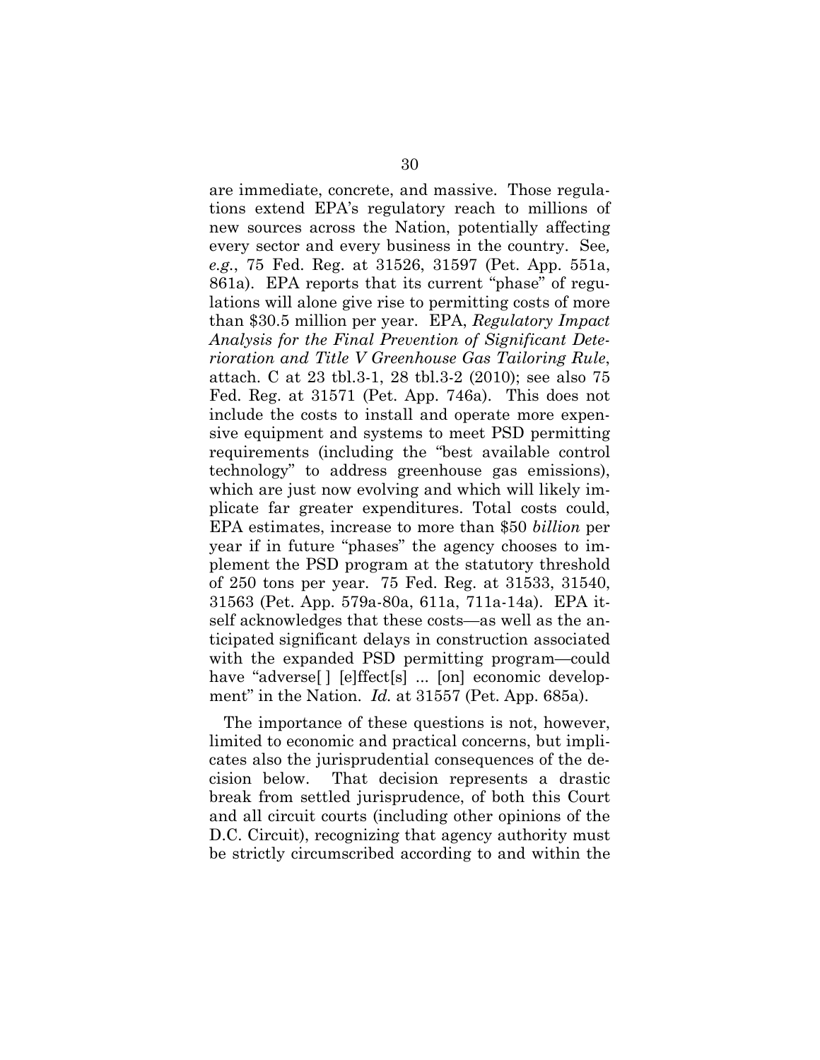are immediate, concrete, and massive. Those regulations extend EPA's regulatory reach to millions of new sources across the Nation, potentially affecting every sector and every business in the country. See*, e.g.*, 75 Fed. Reg. at 31526, 31597 (Pet. App. 551a, 861a). EPA reports that its current "phase" of regulations will alone give rise to permitting costs of more than $30.5 million per year. EPA, *Regulatory Impact Analysis for the Final Prevention of Significant Deterioration and Title V Greenhouse Gas Tailoring Rule*, attach. C at 23 tbl.3-1, 28 tbl.3-2 (2010); see also 75 Fed. Reg. at 31571 (Pet. App. 746a). This does not include the costs to install and operate more expensive equipment and systems to meet PSD permitting requirements (including the "best available control technology" to address greenhouse gas emissions), which are just now evolving and which will likely implicate far greater expenditures. Total costs could, EPA estimates, increase to more than $50 *billion* per year if in future "phases" the agency chooses to implement the PSD program at the statutory threshold of 250 tons per year. 75 Fed. Reg. at 31533, 31540, 31563 (Pet. App. 579a-80a, 611a, 711a-14a). EPA itself acknowledges that these costs—as well as the anticipated significant delays in construction associated with the expanded PSD permitting program—could have "adverse[ ] [e]ffect[s] ... [on] economic development" in the Nation. *Id.* at 31557 (Pet. App. 685a).

The importance of these questions is not, however, limited to economic and practical concerns, but implicates also the jurisprudential consequences of the decision below. That decision represents a drastic break from settled jurisprudence, of both this Court and all circuit courts (including other opinions of the D.C. Circuit), recognizing that agency authority must be strictly circumscribed according to and within the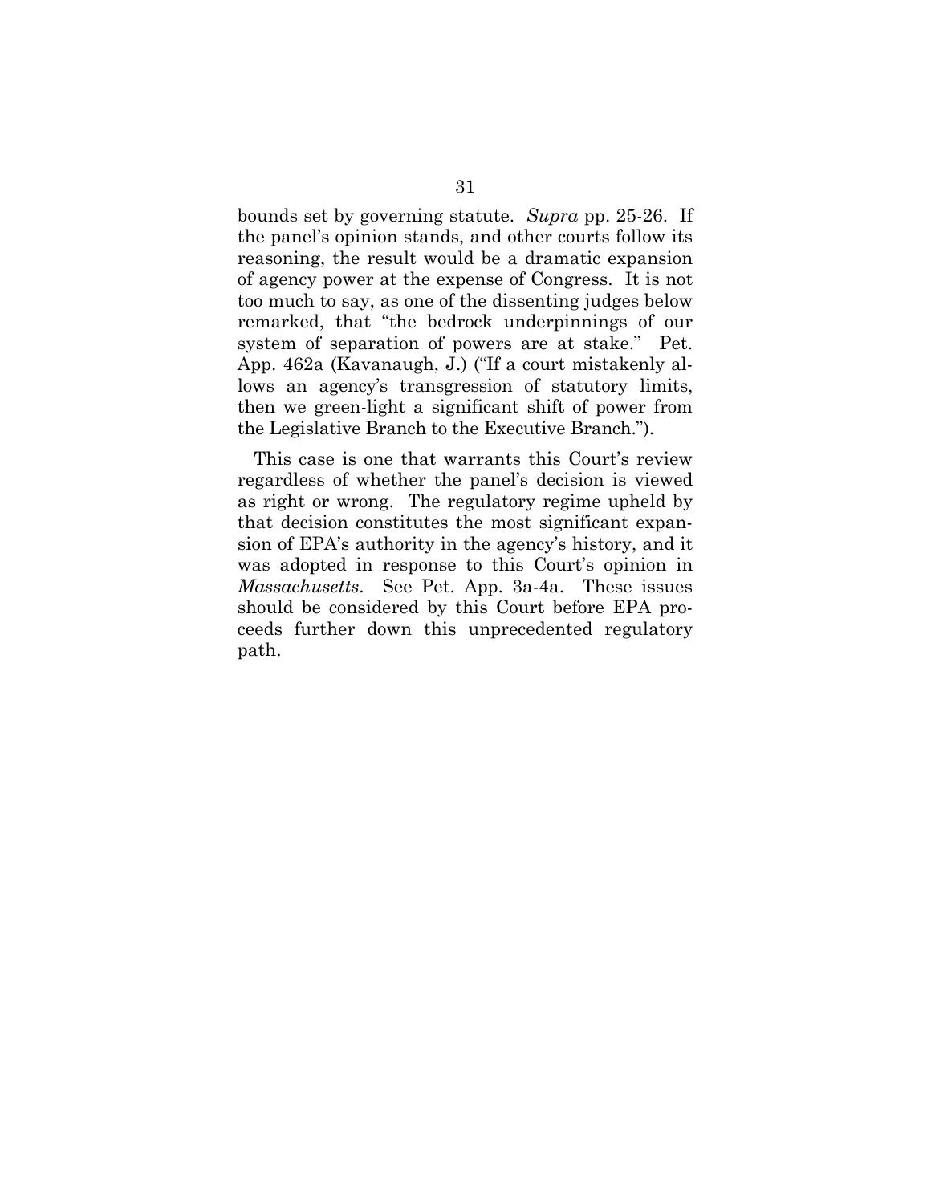bounds set by governing statute. *Supra* pp. 25-26. If the panel's opinion stands, and other courts follow its reasoning, the result would be a dramatic expansion of agency power at the expense of Congress. It is not too much to say, as one of the dissenting judges below remarked, that "the bedrock underpinnings of our system of separation of powers are at stake." Pet. App. 462a (Kavanaugh, J.) ("If a court mistakenly allows an agency's transgression of statutory limits, then we green-light a significant shift of power from the Legislative Branch to the Executive Branch.").

This case is one that warrants this Court's review regardless of whether the panel's decision is viewed as right or wrong. The regulatory regime upheld by that decision constitutes the most significant expansion of EPA's authority in the agency's history, and it was adopted in response to this Court's opinion in *Massachusetts*. See Pet. App. 3a-4a. These issues should be considered by this Court before EPA proceeds further down this unprecedented regulatory path.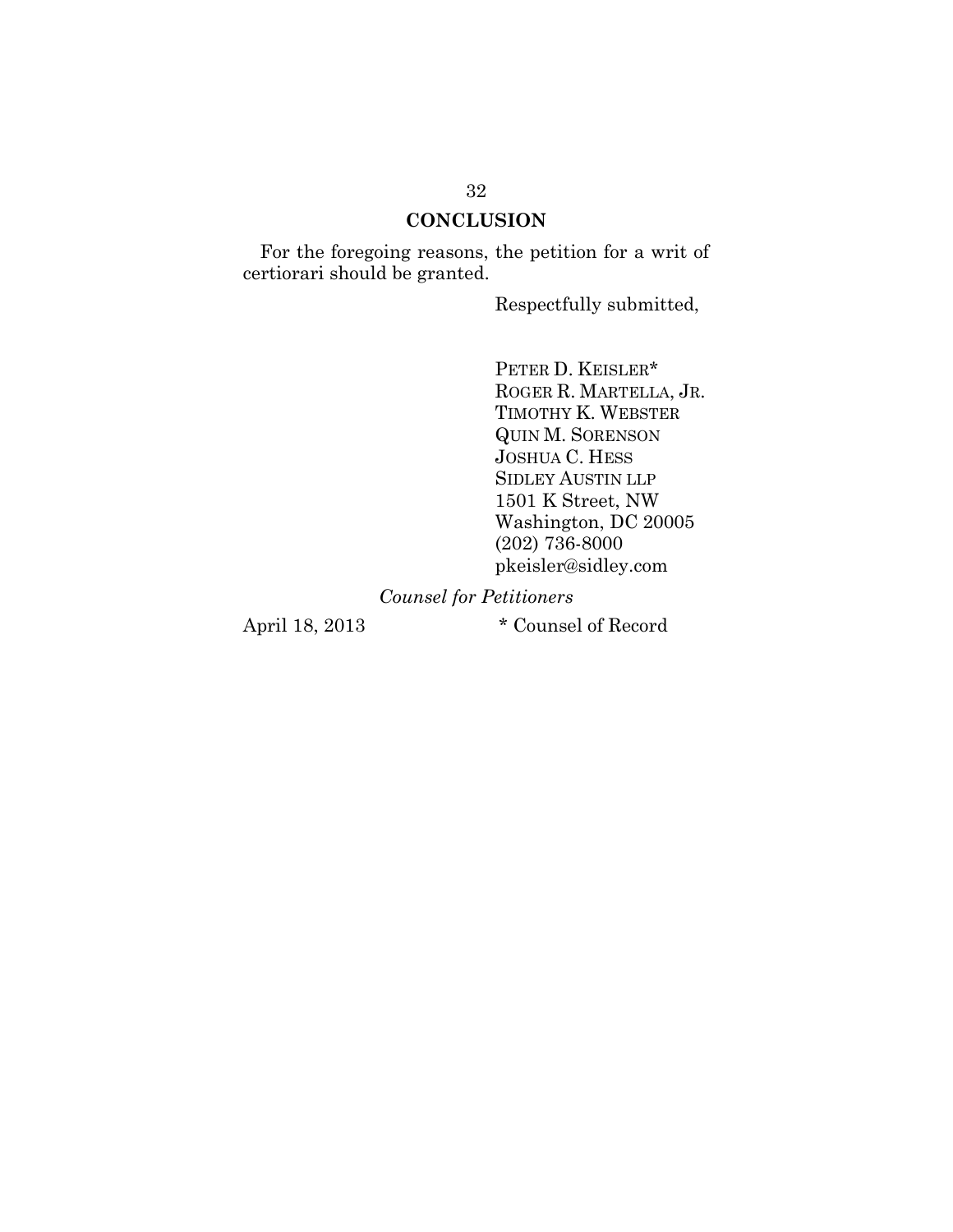## CONCLUSION

For the foregoing reasons, the petition for a writ of certiorari should be granted.

Respectfully submitted,

PETER D. KEISLER*
ROGER R. MARTELLA, JR.
TIMOTHY K. WEBSTER
QUIN M. SORENSON
JOSHUA C. HESS
SIDLEY AUSTIN LLP
1501 K Street, NW
Washington, DC 20005
(202) 736-8000
pkeisler@sidley.com

*Counsel for Petitioners*

April 18, 2013

* Counsel of Record